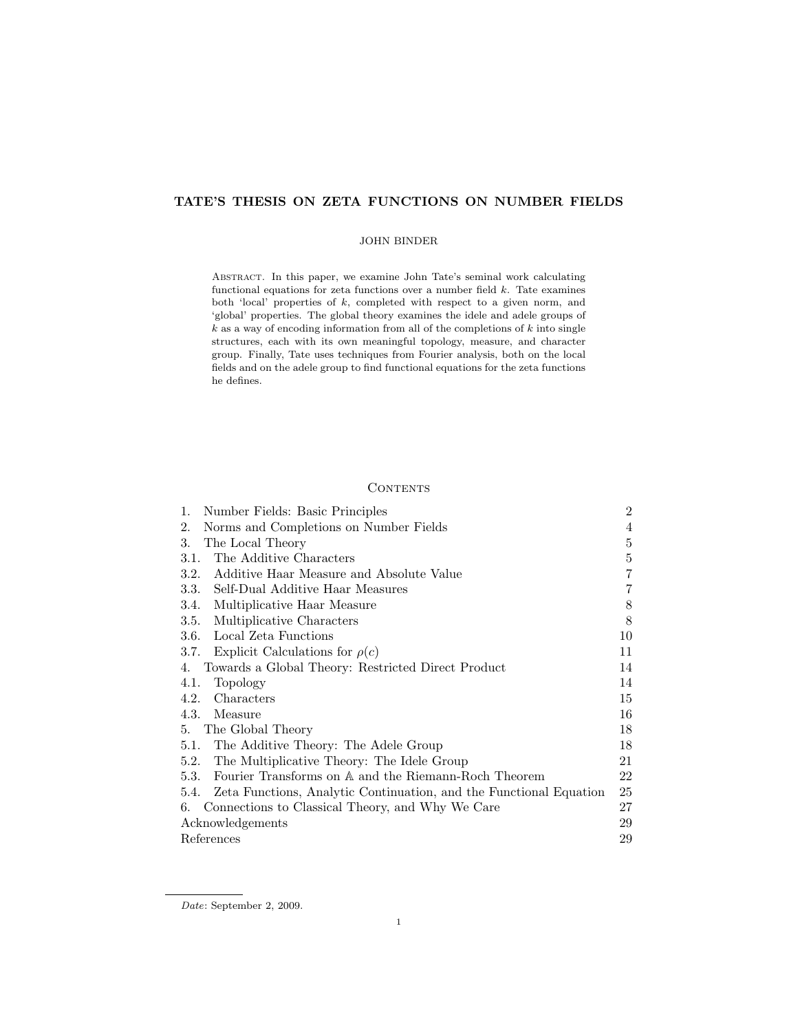# TATE'S THESIS ON ZETA FUNCTIONS ON NUMBER FIELDS

JOHN BINDER

Abstract. In this paper, we examine John Tate's seminal work calculating functional equations for zeta functions over a number field $k$. Tate examines both 'local' properties of $k$, completed with respect to a given norm, and 'global' properties. The global theory examines the idele and adele groups of $k$ as a way of encoding information from all of the completions of $k$ into single structures, each with its own meaningful topology, measure, and character group. Finally, Tate uses techniques from Fourier analysis, both on the local fields and on the adele group to find functional equations for the zeta functions he defines.

## Contents

| | |
|---|---|
| 1. Number Fields: Basic Principles | 2 |
| 2. Norms and Completions on Number Fields | 4 |
| 3. The Local Theory | 5 |
| 3.1. The Additive Characters | 5 |
| 3.2. Additive Haar Measure and Absolute Value | 7 |
| 3.3. Self-Dual Additive Haar Measures | 7 |
| 3.4. Multiplicative Haar Measure | 8 |
| 3.5. Multiplicative Characters | 8 |
| 3.6. Local Zeta Functions | 10 |
| 3.7. Explicit Calculations for $\rho(c)$ | 11 |
| 4. Towards a Global Theory: Restricted Direct Product | 14 |
| 4.1. Topology | 14 |
| 4.2. Characters | 15 |
| 4.3. Measure | 16 |
| 5. The Global Theory | 18 |
| 5.1. The Additive Theory: The Adele Group | 18 |
| 5.2. The Multiplicative Theory: The Idele Group | 21 |
| 5.3. Fourier Transforms on $\mathbb{A}$ and the Riemann-Roch Theorem | 22 |
| 5.4. Zeta Functions, Analytic Continuation, and the Functional Equation | 25 |
| 6. Connections to Classical Theory, and Why We Care | 27 |
| Acknowledgements | 29 |
| References | 29 |

*Date*: September 2, 2009.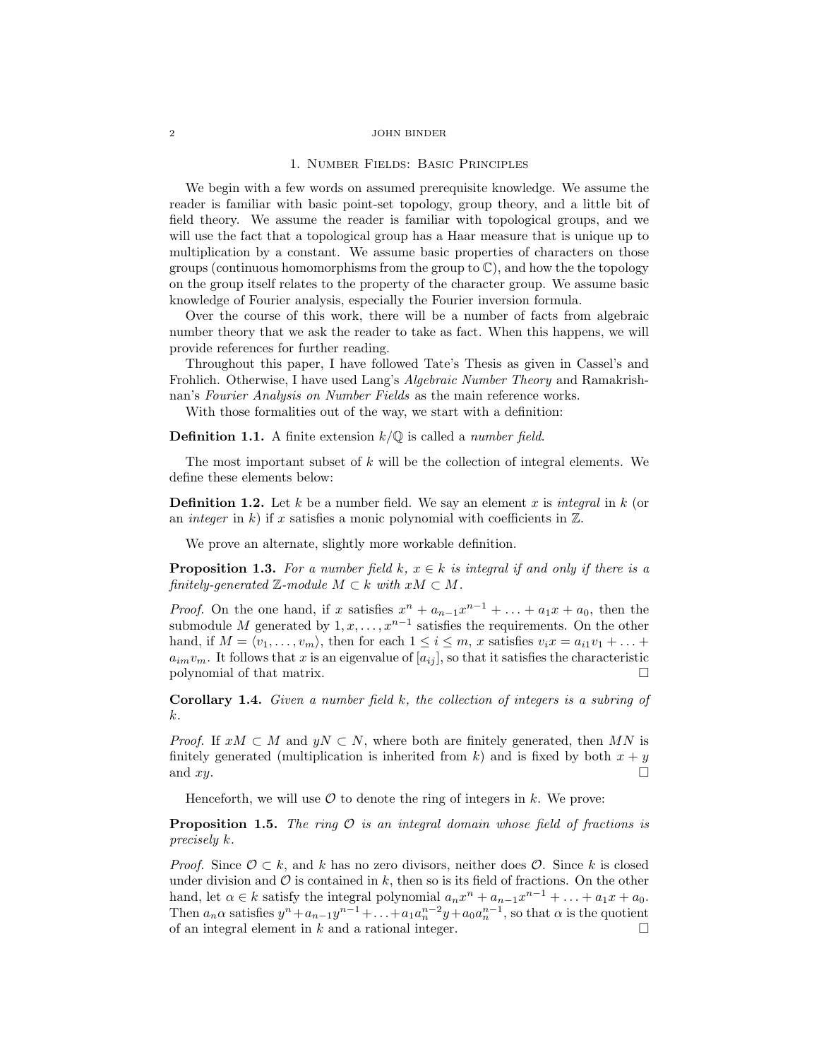# 1. Number Fields: Basic Principles

We begin with a few words on assumed prerequisite knowledge. We assume the reader is familiar with basic point-set topology, group theory, and a little bit of field theory. We assume the reader is familiar with topological groups, and we will use the fact that a topological group has a Haar measure that is unique up to multiplication by a constant. We assume basic properties of characters on those groups (continuous homomorphisms from the group to $\mathbb{C}$), and how the the topology on the group itself relates to the property of the character group. We assume basic knowledge of Fourier analysis, especially the Fourier inversion formula.

Over the course of this work, there will be a number of facts from algebraic number theory that we ask the reader to take as fact. When this happens, we will provide references for further reading.

Throughout this paper, I have followed Tate's Thesis as given in Cassel's and Frohlich. Otherwise, I have used Lang's *Algebraic Number Theory* and Ramakrishnan's *Fourier Analysis on Number Fields* as the main reference works.

With those formalities out of the way, we start with a definition:

**Definition 1.1.** A finite extension $k/\mathbb{Q}$ is called a *number field*.

The most important subset of $k$ will be the collection of integral elements. We define these elements below:

**Definition 1.2.** Let $k$ be a number field. We say an element $x$ is *integral* in $k$ (or an *integer* in $k$) if $x$ satisfies a monic polynomial with coefficients in $\mathbb{Z}$.

We prove an alternate, slightly more workable definition.

**Proposition 1.3.** *For a number field $k$, $x \in k$ is integral if and only if there is a finitely-generated $\mathbb{Z}$-module $M \subset k$ with $xM \subset M$.*

*Proof.* On the one hand, if $x$ satisfies $x^n + a_{n-1}x^{n-1} + \ldots + a_1x + a_0$, then the submodule $M$ generated by $1, x, \ldots, x^{n-1}$ satisfies the requirements. On the other hand, if $M = \langle v_1, \ldots, v_m \rangle$, then for each $1 \leq i \leq m$, $x$ satisfies $v_ix = a_{i1}v_1 + \ldots + a_{im}v_m$. It follows that $x$ is an eigenvalue of $[a_{ij}]$, so that it satisfies the characteristic polynomial of that matrix. □

**Corollary 1.4.** *Given a number field $k$, the collection of integers is a subring of $k$.*

*Proof.* If $xM \subset M$ and $yN \subset N$, where both are finitely generated, then $MN$ is finitely generated (multiplication is inherited from $k$) and is fixed by both $x + y$ and $xy$. □

Henceforth, we will use $\mathcal{O}$ to denote the ring of integers in $k$. We prove:

**Proposition 1.5.** *The ring $\mathcal{O}$ is an integral domain whose field of fractions is precisely $k$.*

*Proof.* Since $\mathcal{O} \subset k$, and $k$ has no zero divisors, neither does $\mathcal{O}$. Since $k$ is closed under division and $\mathcal{O}$ is contained in $k$, then so is its field of fractions. On the other hand, let $\alpha \in k$ satisfy the integral polynomial $a_nx^n + a_{n-1}x^{n-1} + \ldots + a_1x + a_0$. Then $a_n\alpha$ satisfies $y^n + a_{n-1}y^{n-1} + \ldots + a_1a_n^{n-2}y + a_0a_n^{n-1}$, so that $\alpha$ is the quotient of an integral element in $k$ and a rational integer. □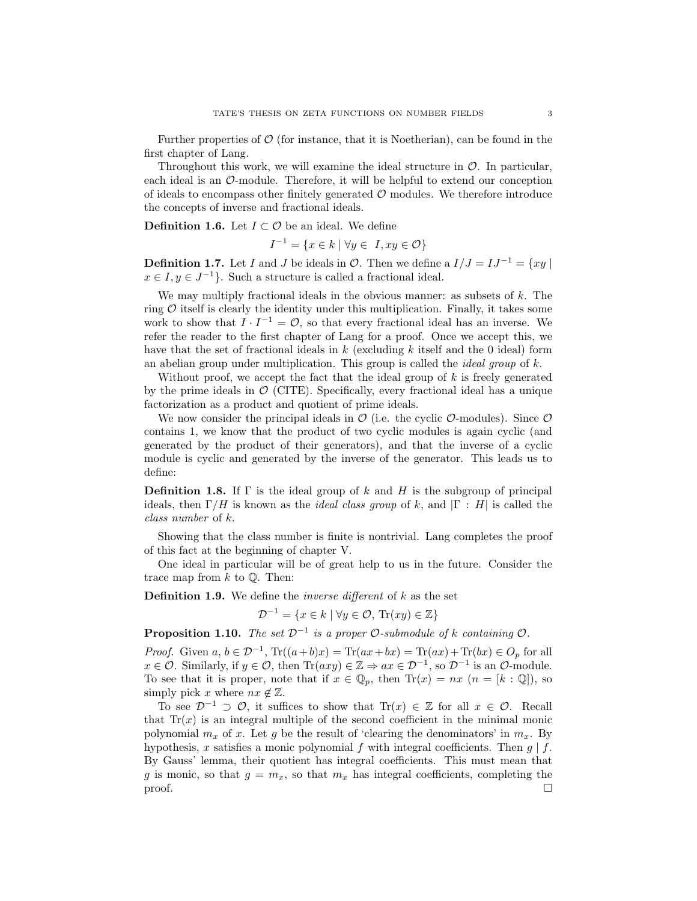Further properties of $\mathcal{O}$ (for instance, that it is Noetherian), can be found in the first chapter of Lang.

Throughout this work, we will examine the ideal structure in $\mathcal{O}$. In particular, each ideal is an $\mathcal{O}$-module. Therefore, it will be helpful to extend our conception of ideals to encompass other finitely generated $\mathcal{O}$ modules. We therefore introduce the concepts of inverse and fractional ideals.

**Definition 1.6.** Let $I \subset \mathcal{O}$ be an ideal. We define

$$I^{-1} = \{x \in k \mid \forall y \in \ I, xy \in \mathcal{O}\}$$

**Definition 1.7.** Let $I$ and $J$ be ideals in $\mathcal{O}$. Then we define a $I/J = IJ^{-1} = \{xy \mid x \in I, y \in J^{-1}\}$. Such a structure is called a fractional ideal.

We may multiply fractional ideals in the obvious manner: as subsets of $k$. The ring $\mathcal{O}$ itself is clearly the identity under this multiplication. Finally, it takes some work to show that $I \cdot I^{-1} = \mathcal{O}$, so that every fractional ideal has an inverse. We refer the reader to the first chapter of Lang for a proof. Once we accept this, we have that the set of fractional ideals in $k$ (excluding $k$ itself and the 0 ideal) form an abelian group under multiplication. This group is called the *ideal group* of $k$.

Without proof, we accept the fact that the ideal group of $k$ is freely generated by the prime ideals in $\mathcal{O}$ (CITE). Specifically, every fractional ideal has a unique factorization as a product and quotient of prime ideals.

We now consider the principal ideals in $\mathcal{O}$ (i.e. the cyclic $\mathcal{O}$-modules). Since $\mathcal{O}$ contains 1, we know that the product of two cyclic modules is again cyclic (and generated by the product of their generators), and that the inverse of a cyclic module is cyclic and generated by the inverse of the generator. This leads us to define:

**Definition 1.8.** If $\Gamma$ is the ideal group of $k$ and $H$ is the subgroup of principal ideals, then $\Gamma/H$ is known as the *ideal class group* of $k$, and $|\Gamma : H|$ is called the *class number* of $k$.

Showing that the class number is finite is nontrivial. Lang completes the proof of this fact at the beginning of chapter V.

One ideal in particular will be of great help to us in the future. Consider the trace map from $k$ to $\mathbb{Q}$. Then:

**Definition 1.9.** We define the *inverse different* of $k$ as the set

$$\mathcal{D}^{-1} = \{x \in k \mid \forall y \in \mathcal{O}, \ \mathrm{Tr}(xy) \in \mathbb{Z}\}$$

**Proposition 1.10.** *The set $\mathcal{D}^{-1}$ is a proper $\mathcal{O}$-submodule of $k$ containing $\mathcal{O}$.*

*Proof.* Given $a$, $b \in \mathcal{D}^{-1}$, $\mathrm{Tr}((a+b)x) = \mathrm{Tr}(ax+bx) = \mathrm{Tr}(ax) + \mathrm{Tr}(bx) \in O_p$ for all $x \in \mathcal{O}$. Similarly, if $y \in \mathcal{O}$, then $\mathrm{Tr}(axy) \in \mathbb{Z} \Rightarrow ax \in \mathcal{D}^{-1}$, so $\mathcal{D}^{-1}$ is an $\mathcal{O}$-module. To see that it is proper, note that if $x \in \mathbb{Q}_p$, then $\mathrm{Tr}(x) = nx$ ($n = [k : \mathbb{Q}]$), so simply pick $x$ where $nx \notin \mathbb{Z}$.

To see $\mathcal{D}^{-1} \supset \mathcal{O}$, it suffices to show that $\mathrm{Tr}(x) \in \mathbb{Z}$ for all $x \in \mathcal{O}$. Recall that $\mathrm{Tr}(x)$ is an integral multiple of the second coefficient in the minimal monic polynomial $m_x$ of $x$. Let $g$ be the result of 'clearing the denominators' in $m_x$. By hypothesis, $x$ satisfies a monic polynomial $f$ with integral coefficients. Then $g \mid f$. By Gauss' lemma, their quotient has integral coefficients. This must mean that $g$ is monic, so that $g = m_x$, so that $m_x$ has integral coefficients, completing the proof. $\square$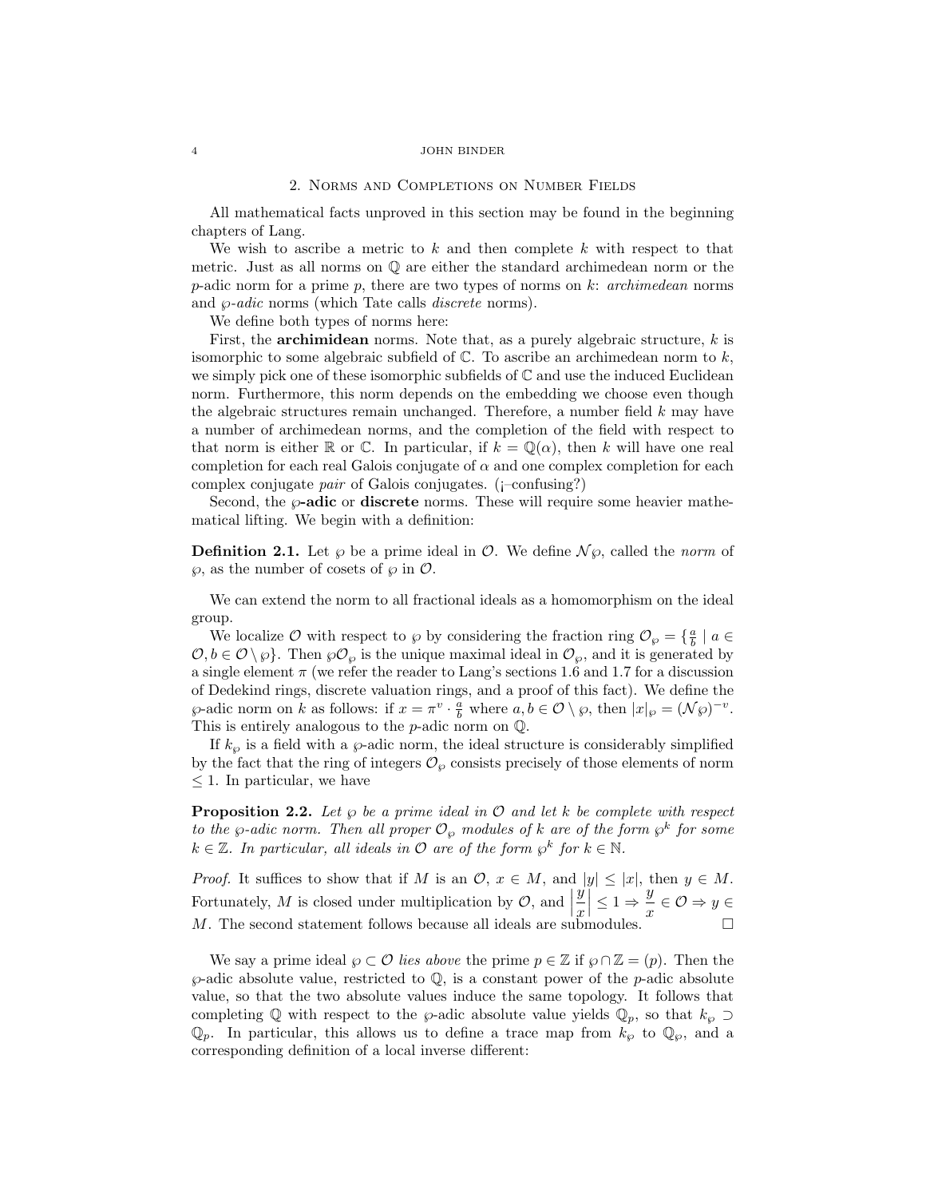## 2. Norms and Completions on Number Fields

All mathematical facts unproved in this section may be found in the beginning chapters of Lang.

We wish to ascribe a metric to $k$ and then complete $k$ with respect to that metric. Just as all norms on $\mathbb{Q}$ are either the standard archimedean norm or the $p$-adic norm for a prime $p$, there are two types of norms on $k$: *archimedean* norms and $\wp$*-adic* norms (which Tate calls *discrete* norms).

We define both types of norms here:

First, the **archimidean** norms. Note that, as a purely algebraic structure, $k$ is isomorphic to some algebraic subfield of $\mathbb{C}$. To ascribe an archimedean norm to $k$, we simply pick one of these isomorphic subfields of $\mathbb{C}$ and use the induced Euclidean norm. Furthermore, this norm depends on the embedding we choose even though the algebraic structures remain unchanged. Therefore, a number field $k$ may have a number of archimedean norms, and the completion of the field with respect to that norm is either $\mathbb{R}$ or $\mathbb{C}$. In particular, if $k = \mathbb{Q}(\alpha)$, then $k$ will have one real completion for each real Galois conjugate of $\alpha$ and one complex completion for each complex conjugate *pair* of Galois conjugates. (¡–confusing?)

Second, the $\wp$**-adic** or **discrete** norms. These will require some heavier mathematical lifting. We begin with a definition:

**Definition 2.1.** Let $\wp$ be a prime ideal in $\mathcal{O}$. We define $\mathcal{N}\wp$, called the *norm* of $\wp$, as the number of cosets of $\wp$ in $\mathcal{O}$.

We can extend the norm to all fractional ideals as a homomorphism on the ideal group.

We localize $\mathcal{O}$ with respect to $\wp$ by considering the fraction ring $\mathcal{O}_\wp = \{\frac{a}{b} \mid a \in \mathcal{O}, b \in \mathcal{O} \setminus \wp\}$. Then $\wp\mathcal{O}_\wp$ is the unique maximal ideal in $\mathcal{O}_\wp$, and it is generated by a single element $\pi$ (we refer the reader to Lang's sections 1.6 and 1.7 for a discussion of Dedekind rings, discrete valuation rings, and a proof of this fact). We define the $\wp$-adic norm on $k$ as follows: if $x = \pi^v \cdot \frac{a}{b}$ where $a, b \in \mathcal{O} \setminus \wp$, then $|x|_\wp = (\mathcal{N}\wp)^{-v}$. This is entirely analogous to the $p$-adic norm on $\mathbb{Q}$.

If $k_\wp$ is a field with a $\wp$-adic norm, the ideal structure is considerably simplified by the fact that the ring of integers $\mathcal{O}_\wp$ consists precisely of those elements of norm $\leq 1$. In particular, we have

**Proposition 2.2.** *Let $\wp$ be a prime ideal in $\mathcal{O}$ and let $k$ be complete with respect to the $\wp$-adic norm. Then all proper $\mathcal{O}_\wp$ modules of $k$ are of the form $\wp^k$ for some $k \in \mathbb{Z}$. In particular, all ideals in $\mathcal{O}$ are of the form $\wp^k$ for $k \in \mathbb{N}$.*

*Proof.* It suffices to show that if $M$ is an $\mathcal{O}$, $x \in M$, and $|y| \leq |x|$, then $y \in M$. Fortunately, $M$ is closed under multiplication by $\mathcal{O}$, and $\left|\dfrac{y}{x}\right| \leq 1 \Rightarrow \dfrac{y}{x} \in \mathcal{O} \Rightarrow y \in M$. The second statement follows because all ideals are submodules. $\square$

We say a prime ideal $\wp \subset \mathcal{O}$ *lies above* the prime $p \in \mathbb{Z}$ if $\wp \cap \mathbb{Z} = (p)$. Then the $\wp$-adic absolute value, restricted to $\mathbb{Q}$, is a constant power of the $p$-adic absolute value, so that the two absolute values induce the same topology. It follows that completing $\mathbb{Q}$ with respect to the $\wp$-adic absolute value yields $\mathbb{Q}_p$, so that $k_\wp \supset \mathbb{Q}_p$. In particular, this allows us to define a trace map from $k_\wp$ to $\mathbb{Q}_\wp$, and a corresponding definition of a local inverse different: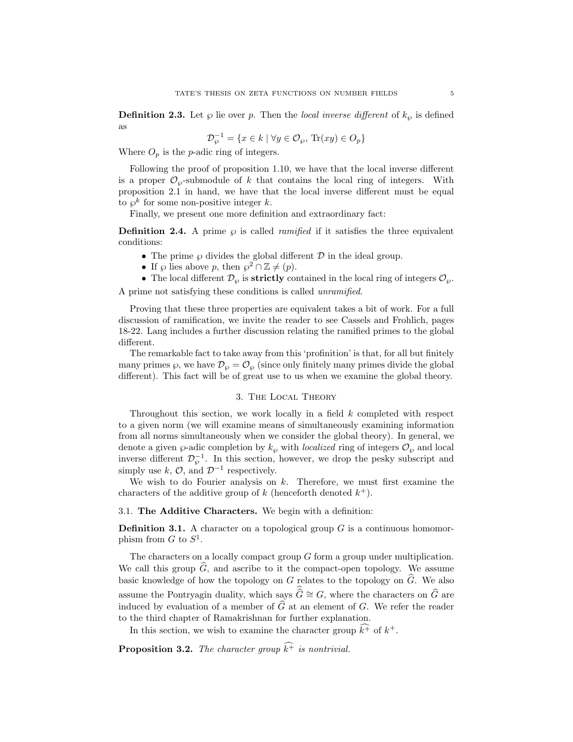**Definition 2.3.** Let $\wp$ lie over $p$. Then the *local inverse different* of $k_\wp$ is defined as

$$\mathcal{D}_\wp^{-1} = \{x \in k \mid \forall y \in \mathcal{O}_\wp, \, \text{Tr}(xy) \in O_p\}$$

Where $O_p$ is the $p$-adic ring of integers.

Following the proof of proposition 1.10, we have that the local inverse different is a proper $\mathcal{O}_\wp$-submodule of $k$ that contains the local ring of integers. With proposition 2.1 in hand, we have that the local inverse different must be equal to $\wp^k$ for some non-positive integer $k$.

Finally, we present one more definition and extraordinary fact:

**Definition 2.4.** A prime $\wp$ is called *ramified* if it satisfies the three equivalent conditions:

- The prime $\wp$ divides the global different $\mathcal{D}$ in the ideal group.
- If $\wp$ lies above $p$, then $\wp^2 \cap \mathbb{Z} \neq (p)$.
- The local different $\mathcal{D}_\wp$ is **strictly** contained in the local ring of integers $\mathcal{O}_\wp$.

A prime not satisfying these conditions is called *unramified*.

Proving that these three properties are equivalent takes a bit of work. For a full discussion of ramification, we invite the reader to see Cassels and Frohlich, pages 18-22. Lang includes a further discussion relating the ramified primes to the global different.

The remarkable fact to take away from this 'profinition' is that, for all but finitely many primes $\wp$, we have $\mathcal{D}_\wp = \mathcal{O}_\wp$ (since only finitely many primes divide the global different). This fact will be of great use to us when we examine the global theory.

## 3. The Local Theory

Throughout this section, we work locally in a field $k$ completed with respect to a given norm (we will examine means of simultaneously examining information from all norms simultaneously when we consider the global theory). In general, we denote a given $\wp$-adic completion by $k_\wp$ with *localized* ring of integers $\mathcal{O}_\wp$ and local inverse different $\mathcal{D}_\wp^{-1}$. In this section, however, we drop the pesky subscript and simply use $k$, $\mathcal{O}$, and $\mathcal{D}^{-1}$ respectively.

We wish to do Fourier analysis on $k$. Therefore, we must first examine the characters of the additive group of $k$ (henceforth denoted $k^+$).

### 3.1. The Additive Characters.

We begin with a definition:

**Definition 3.1.** A character on a topological group $G$ is a continuous homomorphism from $G$ to $S^1$.

The characters on a locally compact group $G$ form a group under multiplication. We call this group $\widehat{G}$, and ascribe to it the compact-open topology. We assume basic knowledge of how the topology on $G$ relates to the topology on $\widehat{G}$. We also assume the Pontryagin duality, which says $\widehat{\widehat{G}} \cong G$, where the characters on $\widehat{G}$ are induced by evaluation of a member of $\widehat{G}$ at an element of $G$. We refer the reader to the third chapter of Ramakrishnan for further explanation.

In this section, we wish to examine the character group $\widehat{k^+}$ of $k^+$.

**Proposition 3.2.** *The character group $\widehat{k^+}$ is nontrivial.*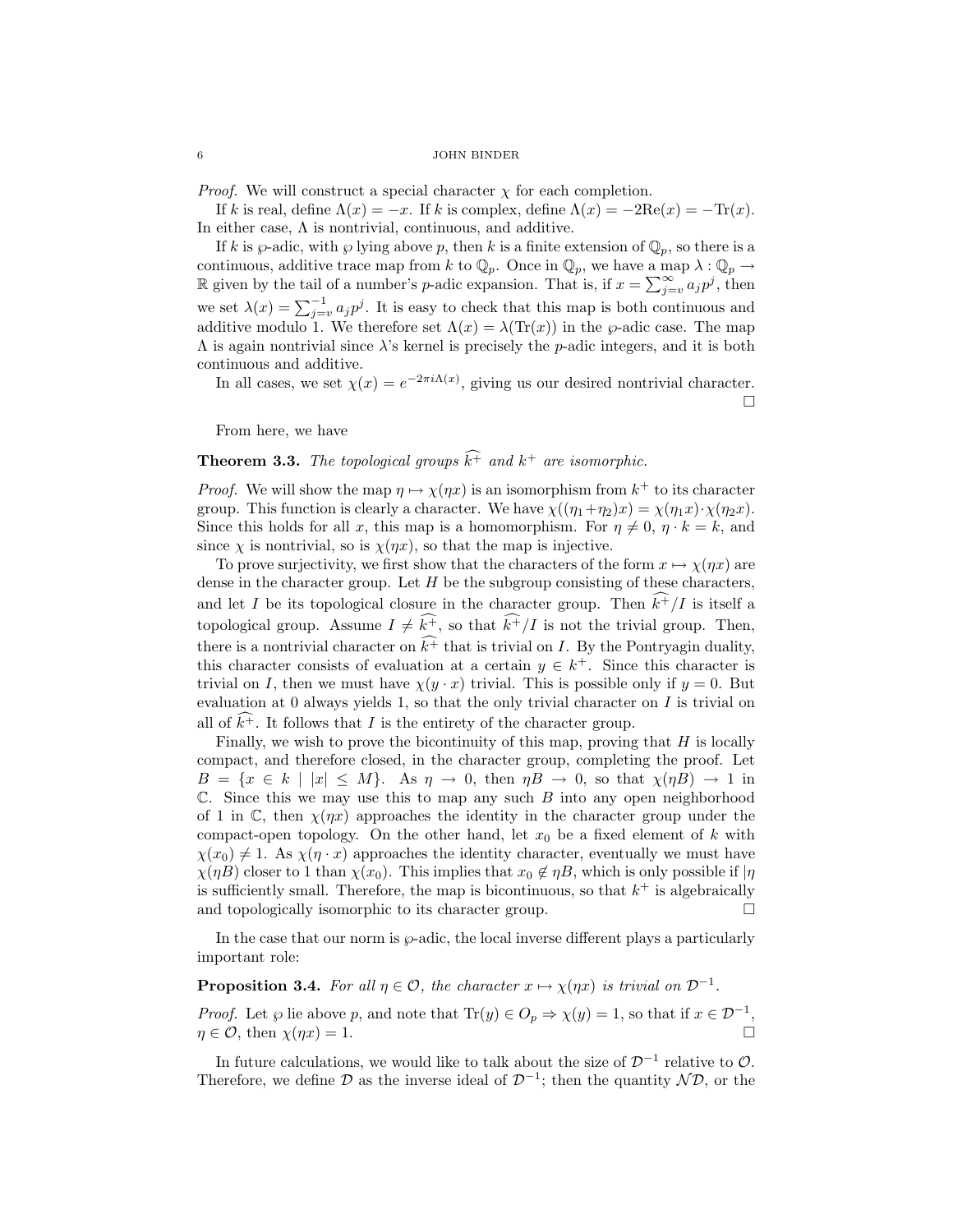*Proof.* We will construct a special character $\chi$ for each completion.

If $k$ is real, define $\Lambda(x) = -x$. If $k$ is complex, define $\Lambda(x) = -2\text{Re}(x) = -\text{Tr}(x)$. In either case, $\Lambda$ is nontrivial, continuous, and additive.

If $k$ is $\wp$-adic, with $\wp$ lying above $p$, then $k$ is a finite extension of $\mathbb{Q}_p$, so there is a continuous, additive trace map from $k$ to $\mathbb{Q}_p$. Once in $\mathbb{Q}_p$, we have a map $\lambda : \mathbb{Q}_p \to \mathbb{R}$ given by the tail of a number's $p$-adic expansion. That is, if $x = \sum_{j=v}^{\infty} a_j p^j$, then we set $\lambda(x) = \sum_{j=v}^{-1} a_j p^j$. It is easy to check that this map is both continuous and additive modulo 1. We therefore set $\Lambda(x) = \lambda(\text{Tr}(x))$ in the $\wp$-adic case. The map $\Lambda$ is again nontrivial since $\lambda$'s kernel is precisely the $p$-adic integers, and it is both continuous and additive.

In all cases, we set $\chi(x) = e^{-2\pi i \Lambda(x)}$, giving us our desired nontrivial character. □

From here, we have

**Theorem 3.3.** *The topological groups $\widehat{k^+}$ and $k^+$ are isomorphic.*

*Proof.* We will show the map $\eta \mapsto \chi(\eta x)$ is an isomorphism from $k^+$ to its character group. This function is clearly a character. We have $\chi((\eta_1+\eta_2)x) = \chi(\eta_1 x)\cdot\chi(\eta_2 x)$. Since this holds for all $x$, this map is a homomorphism. For $\eta \neq 0$, $\eta \cdot k = k$, and since $\chi$ is nontrivial, so is $\chi(\eta x)$, so that the map is injective.

To prove surjectivity, we first show that the characters of the form $x \mapsto \chi(\eta x)$ are dense in the character group. Let $H$ be the subgroup consisting of these characters, and let $I$ be its topological closure in the character group. Then $\widehat{k^+}/I$ is itself a topological group. Assume $I \neq \widehat{k^+}$, so that $\widehat{k^+}/I$ is not the trivial group. Then, there is a nontrivial character on $\widehat{k^+}$ that is trivial on $I$. By the Pontryagin duality, this character consists of evaluation at a certain $y \in k^+$. Since this character is trivial on $I$, then we must have $\chi(y \cdot x)$ trivial. This is possible only if $y = 0$. But evaluation at 0 always yields 1, so that the only trivial character on $I$ is trivial on all of $\widehat{k^+}$. It follows that $I$ is the entirety of the character group.

Finally, we wish to prove the bicontinuity of this map, proving that $H$ is locally compact, and therefore closed, in the character group, completing the proof. Let $B = \{x \in k \mid |x| \leq M\}$. As $\eta \to 0$, then $\eta B \to 0$, so that $\chi(\eta B) \to 1$ in $\mathbb{C}$. Since this we may use this to map any such $B$ into any open neighborhood of 1 in $\mathbb{C}$, then $\chi(\eta x)$ approaches the identity in the character group under the compact-open topology. On the other hand, let $x_0$ be a fixed element of $k$ with $\chi(x_0) \neq 1$. As $\chi(\eta \cdot x)$ approaches the identity character, eventually we must have $\chi(\eta B)$ closer to 1 than $\chi(x_0)$. This implies that $x_0 \notin \eta B$, which is only possible if $|\eta$ is sufficiently small. Therefore, the map is bicontinuous, so that $k^+$ is algebraically and topologically isomorphic to its character group. □

In the case that our norm is $\wp$-adic, the local inverse different plays a particularly important role:

**Proposition 3.4.** *For all $\eta \in \mathcal{O}$, the character $x \mapsto \chi(\eta x)$ is trivial on $\mathcal{D}^{-1}$.*

*Proof.* Let $\wp$ lie above $p$, and note that $\text{Tr}(y) \in O_p \Rightarrow \chi(y) = 1$, so that if $x \in \mathcal{D}^{-1}$, $\eta \in \mathcal{O}$, then $\chi(\eta x) = 1$. □

In future calculations, we would like to talk about the size of $\mathcal{D}^{-1}$ relative to $\mathcal{O}$. Therefore, we define $\mathcal{D}$ as the inverse ideal of $\mathcal{D}^{-1}$; then the quantity $\mathcal{N}\mathcal{D}$, or the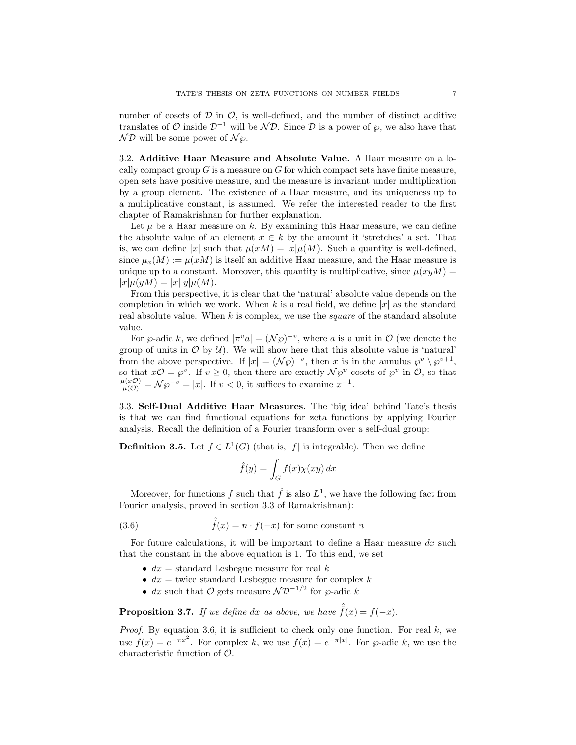number of cosets of $\mathcal{D}$ in $\mathcal{O}$, is well-defined, and the number of distinct additive translates of $\mathcal{O}$ inside $\mathcal{D}^{-1}$ will be $\mathcal{N}\mathcal{D}$. Since $\mathcal{D}$ is a power of $\wp$, we also have that $\mathcal{N}\mathcal{D}$ will be some power of $\mathcal{N}\wp$.

### 3.2. **Additive Haar Measure and Absolute Value.**

A Haar measure on a locally compact group $G$ is a measure on $G$ for which compact sets have finite measure, open sets have positive measure, and the measure is invariant under multiplication by a group element. The existence of a Haar measure, and its uniqueness up to a multiplicative constant, is assumed. We refer the interested reader to the first chapter of Ramakrishnan for further explanation.

Let $\mu$ be a Haar measure on $k$. By examining this Haar measure, we can define the absolute value of an element $x \in k$ by the amount it 'stretches' a set. That is, we can define $|x|$ such that $\mu(xM) = |x|\mu(M)$. Such a quantity is well-defined, since $\mu_x(M) := \mu(xM)$ is itself an additive Haar measure, and the Haar measure is unique up to a constant. Moreover, this quantity is multiplicative, since $\mu(xyM) = |x|\mu(yM) = |x||y|\mu(M)$.

From this perspective, it is clear that the 'natural' absolute value depends on the completion in which we work. When $k$ is a real field, we define $|x|$ as the standard real absolute value. When $k$ is complex, we use the *square* of the standard absolute value.

For $\wp$-adic $k$, we defined $|\pi^v a| = (\mathcal{N}\wp)^{-v}$, where $a$ is a unit in $\mathcal{O}$ (we denote the group of units in $\mathcal{O}$ by $\mathcal{U}$). We will show here that this absolute value is 'natural' from the above perspective. If $|x| = (\mathcal{N}\wp)^{-v}$, then $x$ is in the annulus $\wp^v \setminus \wp^{v+1}$, so that $x\mathcal{O} = \wp^v$. If $v \geq 0$, then there are exactly $\mathcal{N}\wp^v$ cosets of $\wp^v$ in $\mathcal{O}$, so that $\frac{\mu(x\mathcal{O})}{\mu(\mathcal{O})} = \mathcal{N}\wp^{-v} = |x|$. If $v < 0$, it suffices to examine $x^{-1}$.

### 3.3. **Self-Dual Additive Haar Measures.**

The 'big idea' behind Tate's thesis is that we can find functional equations for zeta functions by applying Fourier analysis. Recall the definition of a Fourier transform over a self-dual group:

**Definition 3.5.** Let $f \in L^1(G)$ (that is, $|f|$ is integrable). Then we define

$$\hat{f}(y) = \int_G f(x)\chi(xy)\,dx$$

Moreover, for functions $f$ such that $\hat{f}$ is also $L^1$, we have the following fact from Fourier analysis, proved in section 3.3 of Ramakrishnan):

$$\hat{\hat{f}}(x) = n \cdot f(-x) \text{ for some constant } n \tag{3.6}$$

For future calculations, it will be important to define a Haar measure $dx$ such that the constant in the above equation is 1. To this end, we set

- $dx$ = standard Lesbegue measure for real $k$
- $dx$ = twice standard Lesbegue measure for complex $k$
- $dx$ such that $\mathcal{O}$ gets measure $\mathcal{N}\mathcal{D}^{-1/2}$ for $\wp$-adic $k$

**Proposition 3.7.** *If we define $dx$ as above, we have $\hat{\hat{f}}(x) = f(-x)$.*

*Proof.* By equation 3.6, it is sufficient to check only one function. For real $k$, we use $f(x) = e^{-\pi x^2}$. For complex $k$, we use $f(x) = e^{-\pi|x|}$. For $\wp$-adic $k$, we use the characteristic function of $\mathcal{O}$.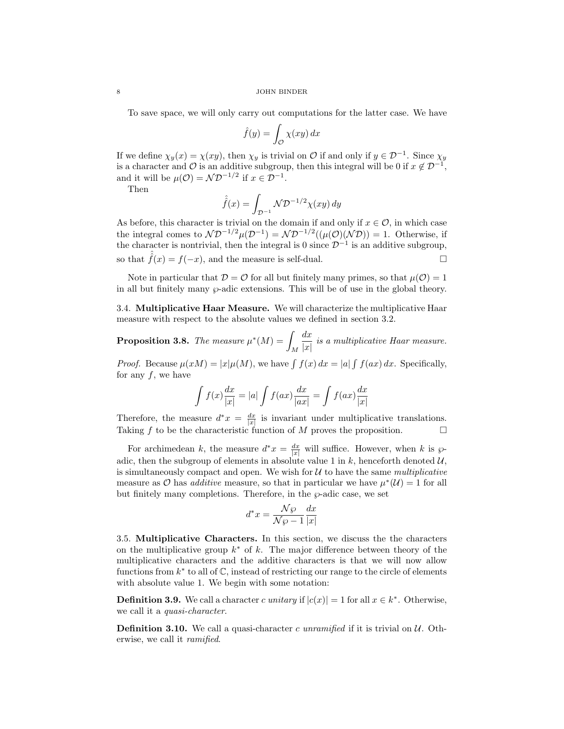To save space, we will only carry out computations for the latter case. We have

$$\hat{f}(y) = \int_{\mathcal{O}} \chi(xy)\,dx$$

If we define $\chi_y(x) = \chi(xy)$, then $\chi_y$ is trivial on $\mathcal{O}$ if and only if $y \in \mathcal{D}^{-1}$. Since $\chi_y$ is a character and $\mathcal{O}$ is an additive subgroup, then this integral will be 0 if $x \notin \mathcal{D}^{-1}$, and it will be $\mu(\mathcal{O}) = \mathcal{N}\mathcal{D}^{-1/2}$ if $x \in \mathcal{D}^{-1}$.

Then

$$\hat{\hat{f}}(x) = \int_{\mathcal{D}^{-1}} \mathcal{N}\mathcal{D}^{-1/2}\chi(xy)\,dy$$

As before, this character is trivial on the domain if and only if $x \in \mathcal{O}$, in which case the integral comes to $\mathcal{N}\mathcal{D}^{-1/2}\mu(\mathcal{D}^{-1}) = \mathcal{N}\mathcal{D}^{-1/2}((\mu(\mathcal{O})(\mathcal{N}\mathcal{D})) = 1$. Otherwise, if the character is nontrivial, then the integral is 0 since $\mathcal{D}^{-1}$ is an additive subgroup, so that $\hat{\hat{f}}(x) = f(-x)$, and the measure is self-dual. □

Note in particular that $\mathcal{D} = \mathcal{O}$ for all but finitely many primes, so that $\mu(\mathcal{O}) = 1$ in all but finitely many $\wp$-adic extensions. This will be of use in the global theory.

## 3.4. Multiplicative Haar Measure.

We will characterize the multiplicative Haar measure with respect to the absolute values we defined in section 3.2.

**Proposition 3.8.** *The measure* $\mu^*(M) = \displaystyle\int_M \frac{dx}{|x|}$ *is a multiplicative Haar measure.*

*Proof.* Because $\mu(xM) = |x|\mu(M)$, we have $\int f(x)\,dx = |a| \int f(ax)\,dx$. Specifically, for any $f$, we have

$$\int f(x)\frac{dx}{|x|} = |a| \int f(ax)\frac{dx}{|ax|} = \int f(ax)\frac{dx}{|x|}$$

Therefore, the measure $d^*x = \frac{dx}{|x|}$ is invariant under multiplicative translations. Taking $f$ to be the characteristic function of $M$ proves the proposition. □

For archimedean $k$, the measure $d^*x = \frac{dx}{|x|}$ will suffice. However, when $k$ is $\wp$-adic, then the subgroup of elements in absolute value 1 in $k$, henceforth denoted $\mathcal{U}$, is simultaneously compact and open. We wish for $\mathcal{U}$ to have the same *multiplicative* measure as $\mathcal{O}$ has *additive* measure, so that in particular we have $\mu^*(\mathcal{U}) = 1$ for all but finitely many completions. Therefore, in the $\wp$-adic case, we set

$$d^*x = \frac{\mathcal{N}\wp}{\mathcal{N}\wp - 1}\frac{dx}{|x|}$$

## 3.5. Multiplicative Characters.

In this section, we discuss the the characters on the multiplicative group $k^*$ of $k$. The major difference between theory of the multiplicative characters and the additive characters is that we will now allow functions from $k^*$ to all of $\mathbb{C}$, instead of restricting our range to the circle of elements with absolute value 1. We begin with some notation:

**Definition 3.9.** We call a character $c$ *unitary* if $|c(x)| = 1$ for all $x \in k^*$. Otherwise, we call it a *quasi-character*.

**Definition 3.10.** We call a quasi-character $c$ *unramified* if it is trivial on $\mathcal{U}$. Otherwise, we call it *ramified*.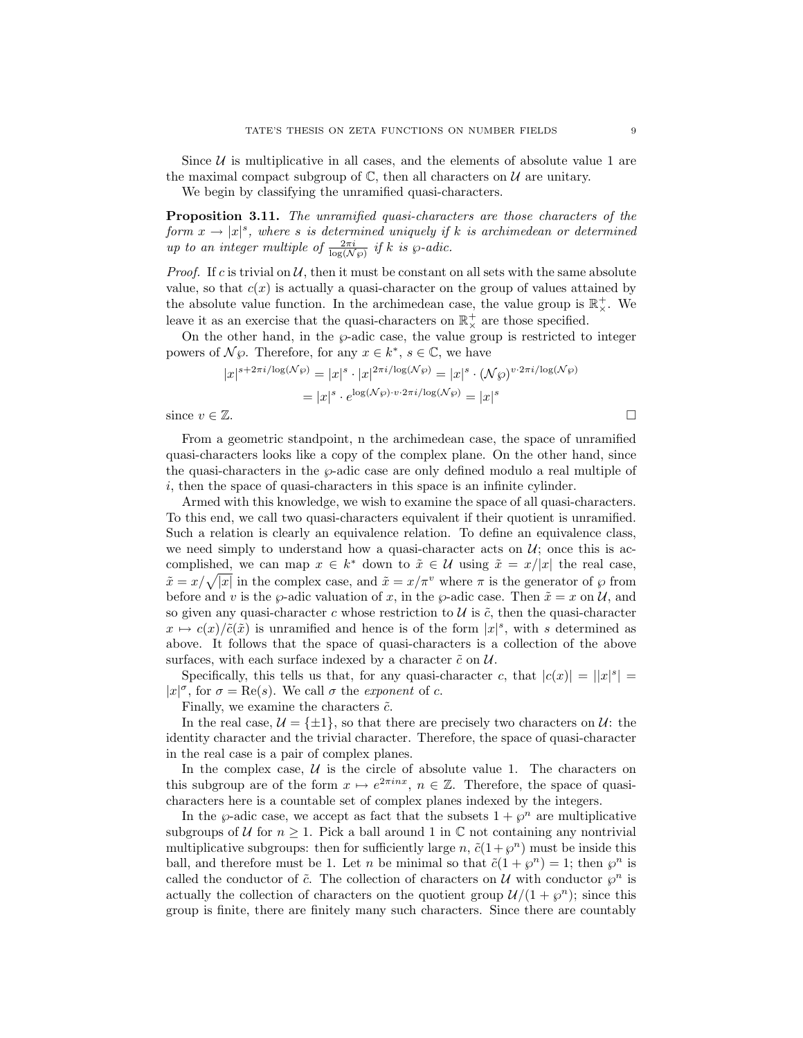Since $\mathcal{U}$ is multiplicative in all cases, and the elements of absolute value 1 are the maximal compact subgroup of $\mathbb{C}$, then all characters on $\mathcal{U}$ are unitary.

We begin by classifying the unramified quasi-characters.

**Proposition 3.11.** *The unramified quasi-characters are those characters of the form $x \to |x|^s$, where $s$ is determined uniquely if $k$ is archimedean or determined up to an integer multiple of $\frac{2\pi i}{\log(\mathcal{N}\wp)}$ if $k$ is $\wp$-adic.*

*Proof.* If $c$ is trivial on $\mathcal{U}$, then it must be constant on all sets with the same absolute value, so that $c(x)$ is actually a quasi-character on the group of values attained by the absolute value function. In the archimedean case, the value group is $\mathbb{R}^+_\times$. We leave it as an exercise that the quasi-characters on $\mathbb{R}^+_\times$ are those specified.

On the other hand, in the $\wp$-adic case, the value group is restricted to integer powers of $\mathcal{N}\wp$. Therefore, for any $x \in k^*$, $s \in \mathbb{C}$, we have

$$|x|^{s+2\pi i/\log(\mathcal{N}\wp)} = |x|^s \cdot |x|^{2\pi i/\log(\mathcal{N}\wp)} = |x|^s \cdot (\mathcal{N}\wp)^{v \cdot 2\pi i/\log(\mathcal{N}\wp)}$$
$$= |x|^s \cdot e^{\log(\mathcal{N}\wp)\cdot v \cdot 2\pi i/\log(\mathcal{N}\wp)} = |x|^s$$

since $v \in \mathbb{Z}$. □

From a geometric standpoint, n the archimedean case, the space of unramified quasi-characters looks like a copy of the complex plane. On the other hand, since the quasi-characters in the $\wp$-adic case are only defined modulo a real multiple of $i$, then the space of quasi-characters in this space is an infinite cylinder.

Armed with this knowledge, we wish to examine the space of all quasi-characters. To this end, we call two quasi-characters equivalent if their quotient is unramified. Such a relation is clearly an equivalence relation. To define an equivalence class, we need simply to understand how a quasi-character acts on $\mathcal{U}$; once this is accomplished, we can map $x \in k^*$ down to $\tilde{x} \in \mathcal{U}$ using $\tilde{x} = x/|x|$ the real case, $\tilde{x} = x/\sqrt{|x|}$ in the complex case, and $\tilde{x} = x/\pi^v$ where $\pi$ is the generator of $\wp$ from before and $v$ is the $\wp$-adic valuation of $x$, in the $\wp$-adic case. Then $\tilde{x} = x$ on $\mathcal{U}$, and so given any quasi-character $c$ whose restriction to $\mathcal{U}$ is $\tilde{c}$, then the quasi-character $x \mapsto c(x)/\tilde{c}(\tilde{x})$ is unramified and hence is of the form $|x|^s$, with $s$ determined as above. It follows that the space of quasi-characters is a collection of the above surfaces, with each surface indexed by a character $\tilde{c}$ on $\mathcal{U}$.

Specifically, this tells us that, for any quasi-character $c$, that $|c(x)| = ||x|^s| = |x|^\sigma$, for $\sigma = \mathrm{Re}(s)$. We call $\sigma$ the *exponent* of $c$.

Finally, we examine the characters $\tilde{c}$.

In the real case, $\mathcal{U} = \{\pm 1\}$, so that there are precisely two characters on $\mathcal{U}$: the identity character and the trivial character. Therefore, the space of quasi-character in the real case is a pair of complex planes.

In the complex case, $\mathcal{U}$ is the circle of absolute value 1. The characters on this subgroup are of the form $x \mapsto e^{2\pi i n x}$, $n \in \mathbb{Z}$. Therefore, the space of quasi-characters here is a countable set of complex planes indexed by the integers.

In the $\wp$-adic case, we accept as fact that the subsets $1 + \wp^n$ are multiplicative subgroups of $\mathcal{U}$ for $n \geq 1$. Pick a ball around 1 in $\mathbb{C}$ not containing any nontrivial multiplicative subgroups: then for sufficiently large $n$, $\tilde{c}(1+\wp^n)$ must be inside this ball, and therefore must be 1. Let $n$ be minimal so that $\tilde{c}(1 + \wp^n) = 1$; then $\wp^n$ is called the conductor of $\tilde{c}$. The collection of characters on $\mathcal{U}$ with conductor $\wp^n$ is actually the collection of characters on the quotient group $\mathcal{U}/(1 + \wp^n)$; since this group is finite, there are finitely many such characters. Since there are countably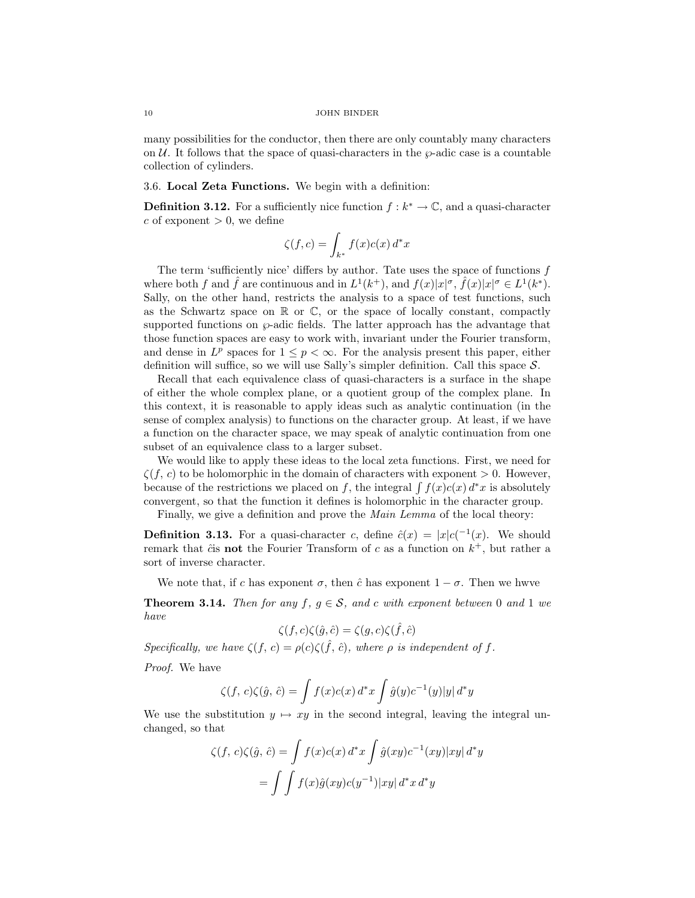many possibilities for the conductor, then there are only countably many characters on $\mathcal{U}$. It follows that the space of quasi-characters in the $\wp$-adic case is a countable collection of cylinders.

### 3.6. Local Zeta Functions.

We begin with a definition:

**Definition 3.12.** For a sufficiently nice function $f : k^* \to \mathbb{C}$, and a quasi-character $c$ of exponent $> 0$, we define

$$\zeta(f, c) = \int_{k^*} f(x)c(x)\, d^*x$$

The term 'sufficiently nice' differs by author. Tate uses the space of functions $f$ where both $f$ and $\hat{f}$ are continuous and in $L^1(k^+)$, and $f(x)|x|^\sigma$, $\hat{f}(x)|x|^\sigma \in L^1(k^*)$. Sally, on the other hand, restricts the analysis to a space of test functions, such as the Schwartz space on $\mathbb{R}$ or $\mathbb{C}$, or the space of locally constant, compactly supported functions on $\wp$-adic fields. The latter approach has the advantage that those function spaces are easy to work with, invariant under the Fourier transform, and dense in $L^p$ spaces for $1 \leq p < \infty$. For the analysis present this paper, either definition will suffice, so we will use Sally's simpler definition. Call this space $\mathcal{S}$.

Recall that each equivalence class of quasi-characters is a surface in the shape of either the whole complex plane, or a quotient group of the complex plane. In this context, it is reasonable to apply ideas such as analytic continuation (in the sense of complex analysis) to functions on the character group. At least, if we have a function on the character space, we may speak of analytic continuation from one subset of an equivalence class to a larger subset.

We would like to apply these ideas to the local zeta functions. First, we need for $\zeta(f, c)$ to be holomorphic in the domain of characters with exponent $> 0$. However, because of the restrictions we placed on $f$, the integral $\int f(x)c(x)\, d^*x$ is absolutely convergent, so that the function it defines is holomorphic in the character group.

Finally, we give a definition and prove the *Main Lemma* of the local theory:

**Definition 3.13.** For a quasi-character $c$, define $\hat{c}(x) = |x|c(^{-1}(x)$. We should remark that $\hat{c}$is **not** the Fourier Transform of $c$ as a function on $k^+$, but rather a sort of inverse character.

We note that, if $c$ has exponent $\sigma$, then $\hat{c}$ has exponent $1 - \sigma$. Then we hwve

**Theorem 3.14.** *Then for any $f$, $g \in \mathcal{S}$, and $c$ with exponent between 0 and 1 we have*

$$\zeta(f, c)\zeta(\hat{g}, \hat{c}) = \zeta(g, c)\zeta(\hat{f}, \hat{c})$$

*Specifically, we have $\zeta(f, c) = \rho(c)\zeta(\hat{f}, \hat{c})$, where $\rho$ is independent of $f$.*

*Proof.* We have

$$\zeta(f, c)\zeta(\hat{g}, \hat{c}) = \int f(x)c(x)\, d^*x \int \hat{g}(y)c^{-1}(y)|y|\, d^*y$$

We use the substitution $y \mapsto xy$ in the second integral, leaving the integral unchanged, so that

$$\begin{aligned}
\zeta(f, c)\zeta(\hat{g}, \hat{c}) &= \int f(x)c(x)\, d^*x \int \hat{g}(xy)c^{-1}(xy)|xy|\, d^*y \\
&= \int \int f(x)\hat{g}(xy)c(y^{-1})|xy|\, d^*x\, d^*y
\end{aligned}$$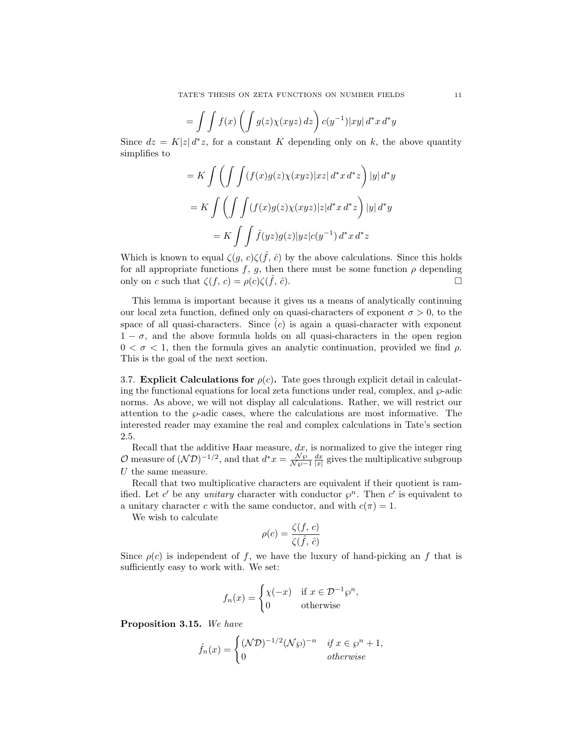$$= \int \int f(x) \left( \int g(z) \chi(xyz) \, dz \right) c(y^{-1}) |xy| \, d^*x \, d^*y$$

Since $dz = K|z| \, d^*z$, for a constant $K$ depending only on $k$, the above quantity simplifies to

$$= K \int \left( \int \int (f(x) g(z) \chi(xyz) |xz| \, d^*x \, d^*z \right) |y| \, d^*y$$

$$= K \int \left( \int \int (f(x) g(z) \chi(xyz) |z| d^*x \, d^*z \right) |y| \, d^*y$$

$$= K \int \int \hat{f}(yz) g(z) |yz| c(y^{-1}) \, d^*x \, d^*z$$

Which is known to equal $\zeta(g, c)\zeta(\hat{f}, \hat{c})$ by the above calculations. Since this holds for all appropriate functions $f$, $g$, then there must be some function $\rho$ depending only on $c$ such that $\zeta(f, c) = \rho(c)\zeta(\hat{f}, \hat{c})$. □

This lemma is important because it gives us a means of analytically continuing our local zeta function, defined only on quasi-characters of exponent $\sigma > 0$, to the space of all quasi-characters. Since $\hat{(c)}$ is again a quasi-character with exponent $1 - \sigma$, and the above formula holds on all quasi-characters in the open region $0 < \sigma < 1$, then the formula gives an analytic continuation, provided we find $\rho$. This is the goal of the next section.

**3.7. Explicit Calculations for $\rho(c)$.** Tate goes through explicit detail in calculating the functional equations for local zeta functions under real, complex, and $\wp$-adic norms. As above, we will not display all calculations. Rather, we will restrict our attention to the $\wp$-adic cases, where the calculations are most informative. The interested reader may examine the real and complex calculations in Tate's section 2.5.

Recall that the additive Haar measure, $dx$, is normalized to give the integer ring $\mathcal{O}$ measure of $(\mathcal{N}\mathcal{D})^{-1/2}$, and that $d^*x = \frac{\mathcal{N}\wp}{\mathcal{N}\wp - 1} \frac{dx}{|x|}$ gives the multiplicative subgroup $U$ the same measure.

Recall that two multiplicative characters are equivalent if their quotient is ramified. Let $c'$ be any *unitary* character with conductor $\wp^n$. Then $c'$ is equivalent to a unitary character $c$ with the same conductor, and with $c(\pi) = 1$.

We wish to calculate

$$\rho(c) = \frac{\zeta(f, c)}{\zeta(\hat{f}, \hat{c})}$$

Since $\rho(c)$ is independent of $f$, we have the luxury of hand-picking an $f$ that is sufficiently easy to work with. We set:

$$f_n(x) = \begin{cases} \chi(-x) & \text{if } x \in \mathcal{D}^{-1}\wp^n, \\ 0 & \text{otherwise} \end{cases}$$

**Proposition 3.15.** *We have*

$$\hat{f}_n(x) = \begin{cases} (\mathcal{N}\mathcal{D})^{-1/2} (\mathcal{N}\wp)^{-n} & \text{if } x \in \wp^n + 1, \\ 0 & \text{otherwise} \end{cases}$$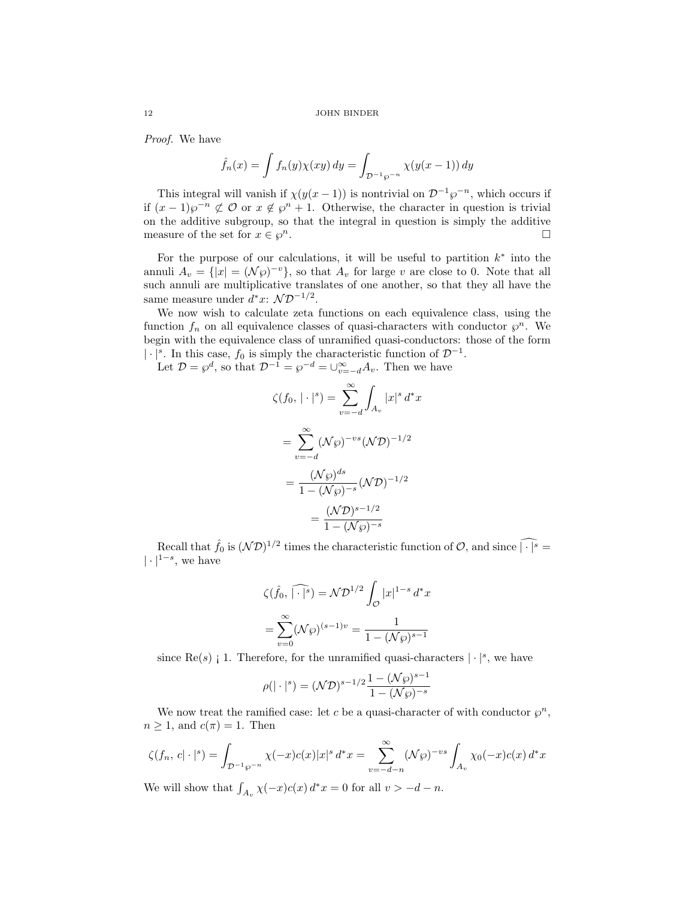*Proof.* We have

$$\hat{f}_n(x) = \int f_n(y)\chi(xy)\,dy = \int_{\mathcal{D}^{-1}\wp^{-n}} \chi(y(x-1))\,dy$$

This integral will vanish if $\chi(y(x-1))$ is nontrivial on $\mathcal{D}^{-1}\wp^{-n}$, which occurs if if $(x-1)\wp^{-n} \not\subset \mathcal{O}$ or $x \notin \wp^n + 1$. Otherwise, the character in question is trivial on the additive subgroup, so that the integral in question is simply the additive measure of the set for $x \in \wp^n$. □

For the purpose of our calculations, it will be useful to partition $k^*$ into the annuli $A_v = \{|x| = (\mathcal{N}\wp)^{-v}\}$, so that $A_v$ for large $v$ are close to 0. Note that all such annuli are multiplicative translates of one another, so that they all have the same measure under $d^*x$: $\mathcal{N}\mathcal{D}^{-1/2}$.

We now wish to calculate zeta functions on each equivalence class, using the function $f_n$ on all equivalence classes of quasi-characters with conductor $\wp^n$. We begin with the equivalence class of unramified quasi-conductors: those of the form $|\cdot|^s$. In this case, $f_0$ is simply the characteristic function of $\mathcal{D}^{-1}$.

Let $\mathcal{D} = \wp^d$, so that $\mathcal{D}^{-1} = \wp^{-d} = \cup_{v=-d}^{\infty} A_v$. Then we have

$$\zeta(f_0, |\cdot|^s) = \sum_{v=-d}^{\infty} \int_{A_v} |x|^s\,d^*x$$

$$= \sum_{v=-d}^{\infty} (\mathcal{N}\wp)^{-vs}(\mathcal{N}\mathcal{D})^{-1/2}$$

$$= \frac{(\mathcal{N}\wp)^{ds}}{1-(\mathcal{N}\wp)^{-s}}(\mathcal{N}\mathcal{D})^{-1/2}$$

$$= \frac{(\mathcal{N}\mathcal{D})^{s-1/2}}{1-(\mathcal{N}\wp)^{-s}}$$

Recall that $\hat{f}_0$ is $(\mathcal{N}\mathcal{D})^{1/2}$ times the characteristic function of $\mathcal{O}$, and since $\widehat{|\cdot|^s} = |\cdot|^{1-s}$, we have

$$\zeta(\hat{f}_0, \widehat{|\cdot|^s}) = \mathcal{N}\mathcal{D}^{1/2} \int_{\mathcal{O}} |x|^{1-s}\,d^*x$$

$$= \sum_{v=0}^{\infty} (\mathcal{N}\wp)^{(s-1)v} = \frac{1}{1-(\mathcal{N}\wp)^{s-1}}$$

since Re$(s)$ ¡ 1. Therefore, for the unramified quasi-characters $|\cdot|^s$, we have

$$\rho(|\cdot|^s) = (\mathcal{N}\mathcal{D})^{s-1/2}\frac{1-(\mathcal{N}\wp)^{s-1}}{1-(\mathcal{N}\wp)^{-s}}$$

We now treat the ramified case: let $c$ be a quasi-character of with conductor $\wp^n$, $n \geq 1$, and $c(\pi) = 1$. Then

$$\zeta(f_n, c|\cdot|^s) = \int_{\mathcal{D}^{-1}\wp^{-n}} \chi(-x)c(x)|x|^s\,d^*x = \sum_{v=-d-n}^{\infty} (\mathcal{N}\wp)^{-vs} \int_{A_v} \chi_0(-x)c(x)\,d^*x$$

We will show that $\int_{A_v} \chi(-x)c(x)\,d^*x = 0$ for all $v > -d-n$.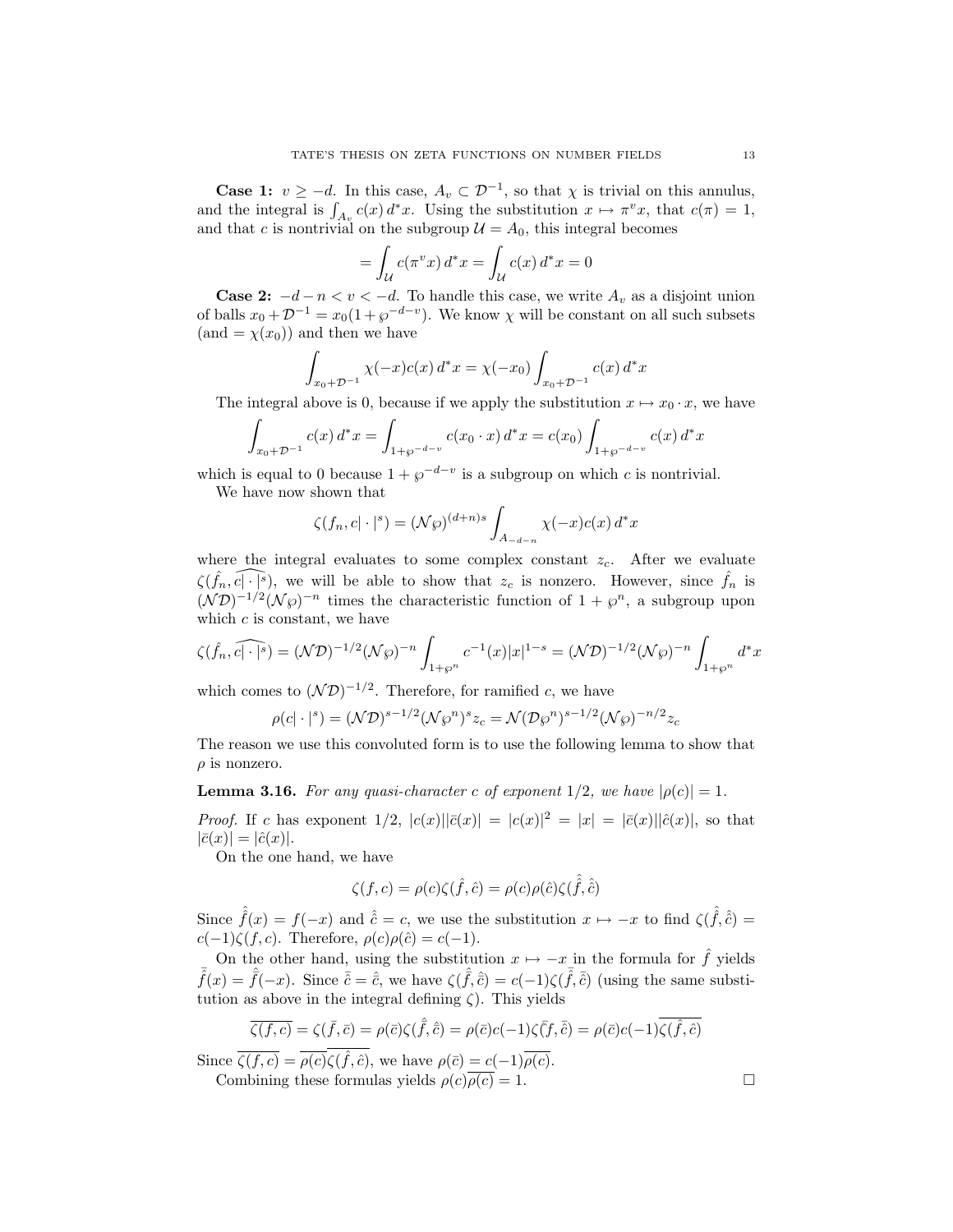**Case 1:** $v \geq -d$. In this case, $A_v \subset \mathcal{D}^{-1}$, so that $\chi$ is trivial on this annulus, and the integral is $\int_{A_v} c(x)\,d^*x$. Using the substitution $x \mapsto \pi^v x$, that $c(\pi) = 1$, and that $c$ is nontrivial on the subgroup $\mathcal{U} = A_0$, this integral becomes

$$= \int_{\mathcal{U}} c(\pi^v x)\,d^*x = \int_{\mathcal{U}} c(x)\,d^*x = 0$$

**Case 2:** $-d-n < v < -d$. To handle this case, we write $A_v$ as a disjoint union of balls $x_0 + \mathcal{D}^{-1} = x_0(1 + \wp^{-d-v})$. We know $\chi$ will be constant on all such subsets (and $= \chi(x_0)$) and then we have

$$\int_{x_0+\mathcal{D}^{-1}} \chi(-x)c(x)\,d^*x = \chi(-x_0)\int_{x_0+\mathcal{D}^{-1}} c(x)\,d^*x$$

The integral above is 0, because if we apply the substitution $x \mapsto x_0 \cdot x$, we have

$$\int_{x_0+\mathcal{D}^{-1}} c(x)\,d^*x = \int_{1+\wp^{-d-v}} c(x_0 \cdot x)\,d^*x = c(x_0)\int_{1+\wp^{-d-v}} c(x)\,d^*x$$

which is equal to 0 because $1 + \wp^{-d-v}$ is a subgroup on which $c$ is nontrivial.

We have now shown that

$$\zeta(f_n, c|\cdot|^s) = (\mathcal{N}\wp)^{(d+n)s}\int_{A_{-d-n}} \chi(-x)c(x)\,d^*x$$

where the integral evaluates to some complex constant $z_c$. After we evaluate $\zeta(\hat{f}_n, \widehat{c|\cdot|^s})$, we will be able to show that $z_c$ is nonzero. However, since $\hat{f}_n$ is $(\mathcal{N}\mathcal{D})^{-1/2}(\mathcal{N}\wp)^{-n}$ times the characteristic function of $1 + \wp^n$, a subgroup upon which $c$ is constant, we have

$$\zeta(\hat{f}_n, \widehat{c|\cdot|^s}) = (\mathcal{N}\mathcal{D})^{-1/2}(\mathcal{N}\wp)^{-n}\int_{1+\wp^n} c^{-1}(x)|x|^{1-s} = (\mathcal{N}\mathcal{D})^{-1/2}(\mathcal{N}\wp)^{-n}\int_{1+\wp^n} d^*x$$

which comes to $(\mathcal{N}\mathcal{D})^{-1/2}$. Therefore, for ramified $c$, we have

$$\rho(c|\cdot|^s) = (\mathcal{N}\mathcal{D})^{s-1/2}(\mathcal{N}\wp^n)^s z_c = \mathcal{N}(\mathcal{D}\wp^n)^{s-1/2}(\mathcal{N}\wp)^{-n/2}z_c$$

The reason we use this convoluted form is to use the following lemma to show that $\rho$ is nonzero.

**Lemma 3.16.** *For any quasi-character $c$ of exponent $1/2$, we have $|\rho(c)| = 1$.*

*Proof.* If $c$ has exponent $1/2$, $|c(x)||\bar{c}(x)| = |c(x)|^2 = |x| = |\bar{c}(x)||\hat{c}(x)|$, so that $|\bar{c}(x)| = |\hat{c}(x)|$.

On the one hand, we have

$$\zeta(f, c) = \rho(c)\zeta(\hat{f}, \hat{c}) = \rho(c)\rho(\hat{c})\zeta(\hat{\hat{f}}, \hat{\hat{c}})$$

Since $\hat{\hat{f}}(x) = f(-x)$ and $\hat{\hat{c}} = c$, we use the substitution $x \mapsto -x$ to find $\zeta(\hat{\hat{f}}, \hat{\hat{c}}) = c(-1)\zeta(f, c)$. Therefore, $\rho(c)\rho(\hat{c}) = c(-1)$.

On the other hand, using the substitution $x \mapsto -x$ in the formula for $\hat{f}$ yields $\bar{\hat{f}}(x) = \hat{\bar{f}}(-x)$. Since $\bar{\hat{c}} = \hat{\bar{c}}$, we have $\zeta(\hat{\bar{f}}, \hat{\bar{c}}) = c(-1)\zeta(\bar{\hat{f}}, \bar{\hat{c}})$ (using the same substitution as above in the integral defining $\zeta$). This yields

$$\overline{\zeta(f, c)} = \zeta(\bar{f}, \bar{c}) = \rho(\bar{c})\zeta(\hat{\bar{f}}, \hat{\bar{c}}) = \rho(\bar{c})c(-1)\zeta(\bar{\hat{f}}, \bar{\hat{c}}) = \rho(\bar{c})c(-1)\overline{\zeta(\hat{f}, \hat{c})}$$

Since $\overline{\zeta(f, c)} = \overline{\rho(c)}\overline{\zeta(\hat{f}, \hat{c})}$, we have $\rho(\bar{c}) = c(-1)\overline{\rho(c)}$.

Combining these formulas yields $\rho(c)\overline{\rho(c)} = 1$. $\square$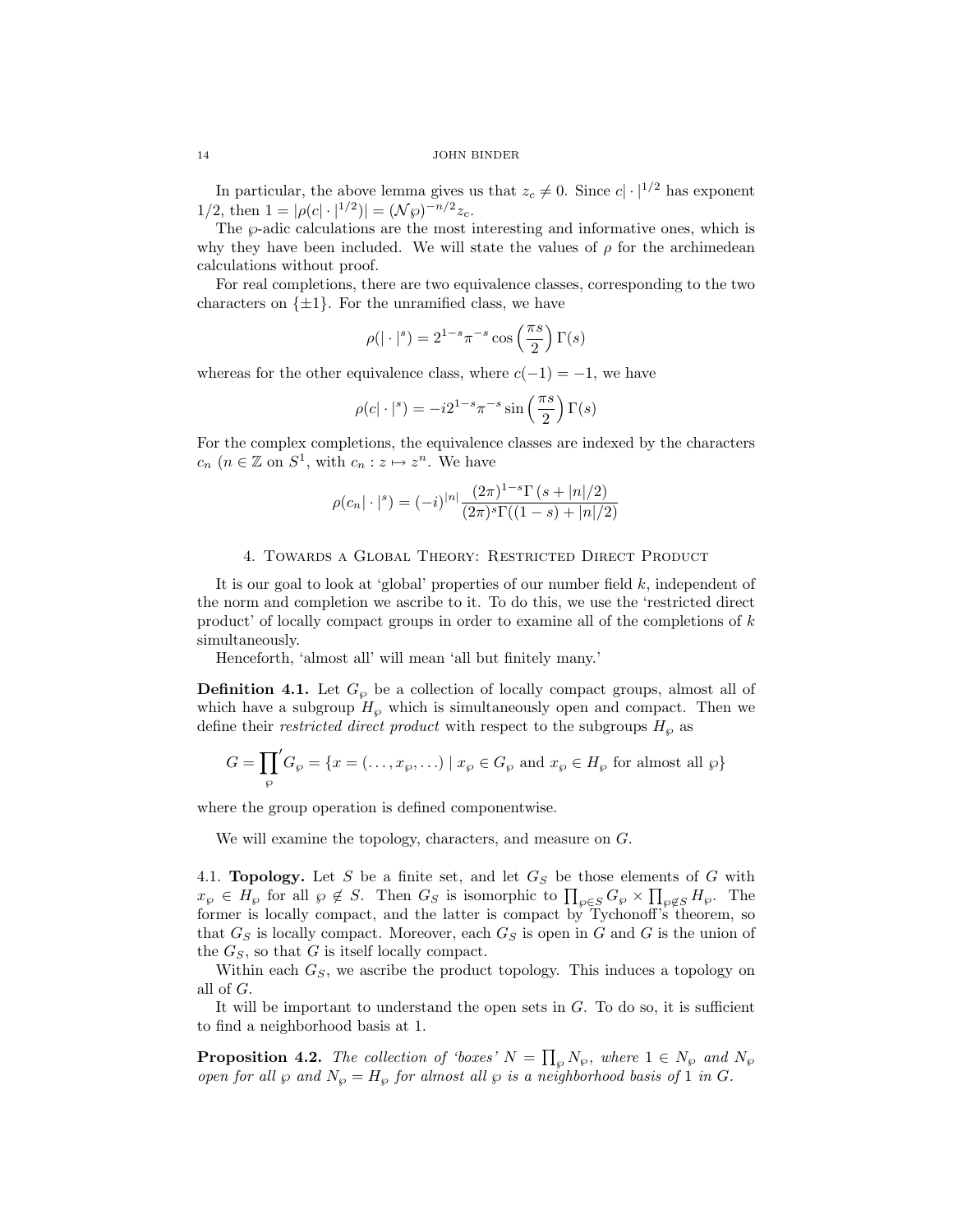In particular, the above lemma gives us that $z_c \neq 0$. Since $c|\cdot|^{1/2}$ has exponent $1/2$, then $1 = |\rho(c|\cdot|^{1/2})| = (\mathcal{N}\wp)^{-n/2} z_c$.

The $\wp$-adic calculations are the most interesting and informative ones, which is why they have been included. We will state the values of $\rho$ for the archimedean calculations without proof.

For real completions, there are two equivalence classes, corresponding to the two characters on $\{\pm 1\}$. For the unramified class, we have

$$\rho(|\cdot|^s) = 2^{1-s}\pi^{-s}\cos\left(\frac{\pi s}{2}\right)\Gamma(s)$$

whereas for the other equivalence class, where $c(-1) = -1$, we have

$$\rho(c|\cdot|^s) = -i2^{1-s}\pi^{-s}\sin\left(\frac{\pi s}{2}\right)\Gamma(s)$$

For the complex completions, the equivalence classes are indexed by the characters $c_n$ ($n \in \mathbb{Z}$ on $S^1$, with $c_n : z \mapsto z^n$. We have

$$\rho(c_n|\cdot|^s) = (-i)^{|n|}\frac{(2\pi)^{1-s}\Gamma\left(s + |n|/2\right)}{(2\pi)^s\Gamma((1-s) + |n|/2)}$$

## 4. Towards a Global Theory: Restricted Direct Product

It is our goal to look at 'global' properties of our number field $k$, independent of the norm and completion we ascribe to it. To do this, we use the 'restricted direct product' of locally compact groups in order to examine all of the completions of $k$ simultaneously.

Henceforth, 'almost all' will mean 'all but finitely many.'

**Definition 4.1.** Let $G_\wp$ be a collection of locally compact groups, almost all of which have a subgroup $H_\wp$ which is simultaneously open and compact. Then we define their *restricted direct product* with respect to the subgroups $H_\wp$ as

$$G = {\prod_\wp}' G_\wp = \{x = (\ldots, x_\wp, \ldots) \mid x_\wp \in G_\wp \text{ and } x_\wp \in H_\wp \text{ for almost all } \wp\}$$

where the group operation is defined componentwise.

We will examine the topology, characters, and measure on $G$.

4.1. **Topology.** Let $S$ be a finite set, and let $G_S$ be those elements of $G$ with $x_\wp \in H_\wp$ for all $\wp \notin S$. Then $G_S$ is isomorphic to $\prod_{\wp \in S} G_\wp \times \prod_{\wp \notin S} H_\wp$. The former is locally compact, and the latter is compact by Tychonoff's theorem, so that $G_S$ is locally compact. Moreover, each $G_S$ is open in $G$ and $G$ is the union of the $G_S$, so that $G$ is itself locally compact.

Within each $G_S$, we ascribe the product topology. This induces a topology on all of $G$.

It will be important to understand the open sets in $G$. To do so, it is sufficient to find a neighborhood basis at 1.

**Proposition 4.2.** *The collection of 'boxes' $N = \prod_\wp N_\wp$, where $1 \in N_\wp$ and $N_\wp$ open for all $\wp$ and $N_\wp = H_\wp$ for almost all $\wp$ is a neighborhood basis of 1 in $G$.*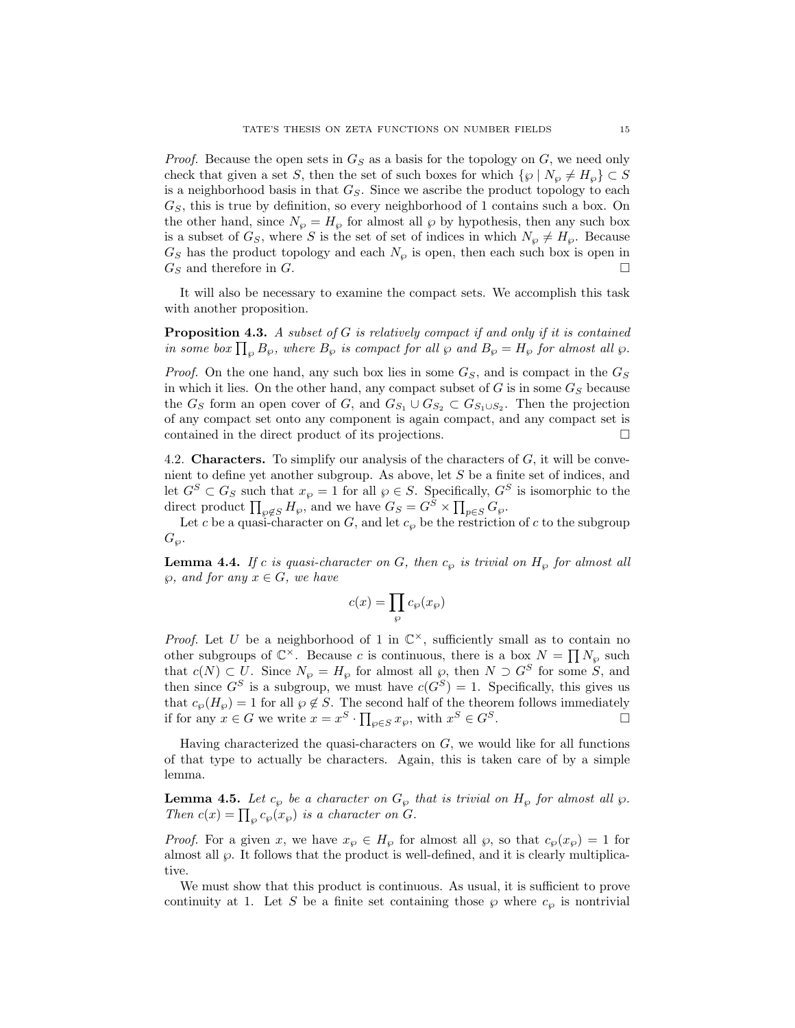*Proof.* Because the open sets in $G_S$ as a basis for the topology on $G$, we need only check that given a set $S$, then the set of such boxes for which $\{\wp \mid N_\wp \neq H_\wp\} \subset S$ is a neighborhood basis in that $G_S$. Since we ascribe the product topology to each $G_S$, this is true by definition, so every neighborhood of 1 contains such a box. On the other hand, since $N_\wp = H_\wp$ for almost all $\wp$ by hypothesis, then any such box is a subset of $G_S$, where $S$ is the set of set of indices in which $N_\wp \neq H_\wp$. Because $G_S$ has the product topology and each $N_\wp$ is open, then each such box is open in $G_S$ and therefore in $G$. □

It will also be necessary to examine the compact sets. We accomplish this task with another proposition.

**Proposition 4.3.** *A subset of $G$ is relatively compact if and only if it is contained in some box $\prod_\wp B_\wp$, where $B_\wp$ is compact for all $\wp$ and $B_\wp = H_\wp$ for almost all $\wp$.*

*Proof.* On the one hand, any such box lies in some $G_S$, and is compact in the $G_S$ in which it lies. On the other hand, any compact subset of $G$ is in some $G_S$ because the $G_S$ form an open cover of $G$, and $G_{S_1} \cup G_{S_2} \subset G_{S_1 \cup S_2}$. Then the projection of any compact set onto any component is again compact, and any compact set is contained in the direct product of its projections. □

## 4.2. Characters.

To simplify our analysis of the characters of $G$, it will be convenient to define yet another subgroup. As above, let $S$ be a finite set of indices, and let $G^S \subset G_S$ such that $x_\wp = 1$ for all $\wp \in S$. Specifically, $G^S$ is isomorphic to the direct product $\prod_{\wp \notin S} H_\wp$, and we have $G_S = G^S \times \prod_{p \in S} G_\wp$.

Let $c$ be a quasi-character on $G$, and let $c_\wp$ be the restriction of $c$ to the subgroup $G_\wp$.

**Lemma 4.4.** *If $c$ is quasi-character on $G$, then $c_\wp$ is trivial on $H_\wp$ for almost all $\wp$, and for any $x \in G$, we have*

$$c(x) = \prod_\wp c_\wp(x_\wp)$$

*Proof.* Let $U$ be a neighborhood of 1 in $\mathbb{C}^\times$, sufficiently small as to contain no other subgroups of $\mathbb{C}^\times$. Because $c$ is continuous, there is a box $N = \prod N_\wp$ such that $c(N) \subset U$. Since $N_\wp = H_\wp$ for almost all $\wp$, then $N \supset G^S$ for some $S$, and then since $G^S$ is a subgroup, we must have $c(G^S) = 1$. Specifically, this gives us that $c_\wp(H_\wp) = 1$ for all $\wp \notin S$. The second half of the theorem follows immediately if for any $x \in G$ we write $x = x^S \cdot \prod_{\wp \in S} x_\wp$, with $x^S \in G^S$. □

Having characterized the quasi-characters on $G$, we would like for all functions of that type to actually be characters. Again, this is taken care of by a simple lemma.

**Lemma 4.5.** *Let $c_\wp$ be a character on $G_\wp$ that is trivial on $H_\wp$ for almost all $\wp$. Then $c(x) = \prod_\wp c_\wp(x_\wp)$ is a character on $G$.*

*Proof.* For a given $x$, we have $x_\wp \in H_\wp$ for almost all $\wp$, so that $c_\wp(x_\wp) = 1$ for almost all $\wp$. It follows that the product is well-defined, and it is clearly multiplicative.

We must show that this product is continuous. As usual, it is sufficient to prove continuity at 1. Let $S$ be a finite set containing those $\wp$ where $c_\wp$ is nontrivial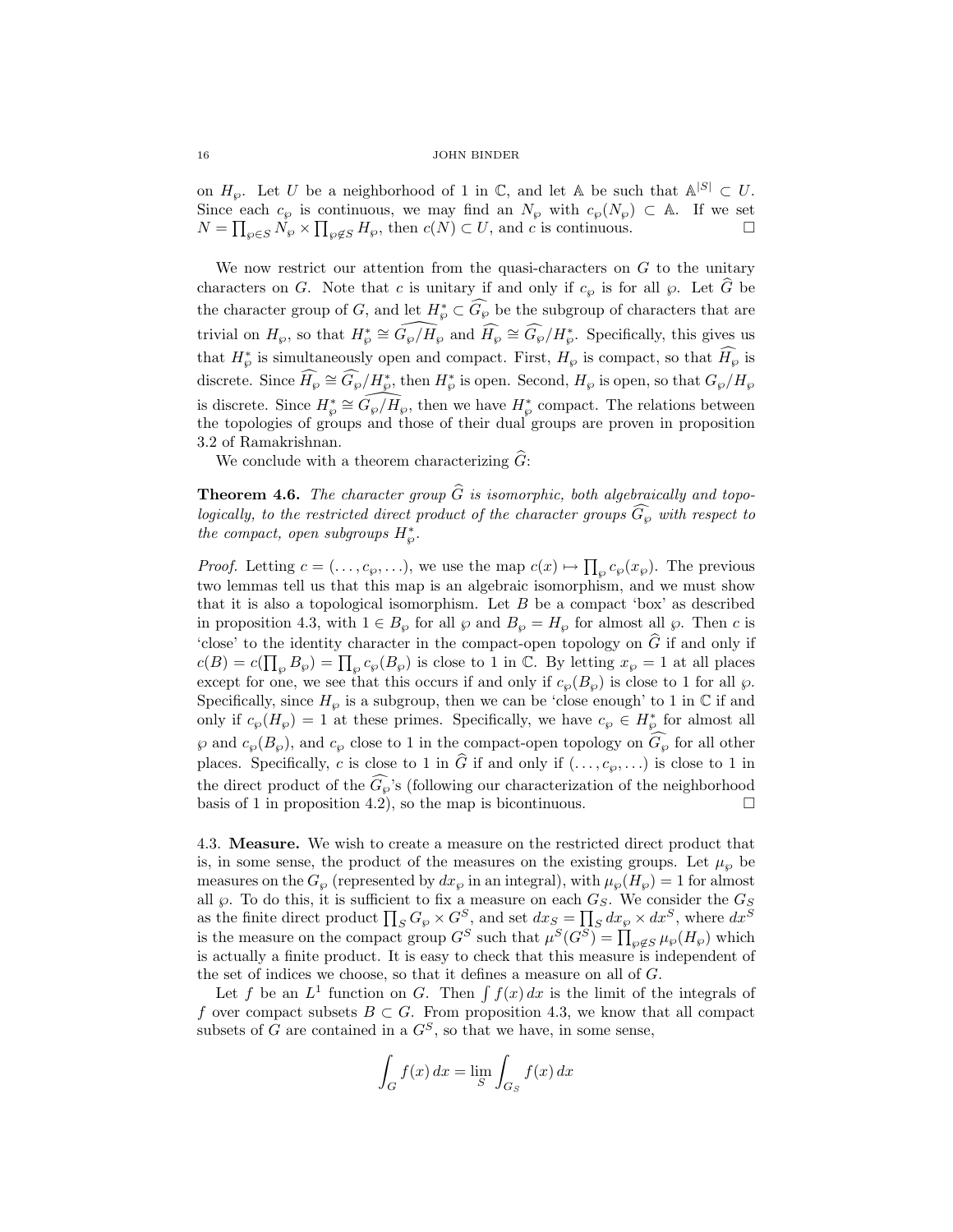on $H_\wp$. Let $U$ be a neighborhood of 1 in $\mathbb{C}$, and let $\mathbb{A}$ be such that $\mathbb{A}^{|S|} \subset U$. Since each $c_\wp$ is continuous, we may find an $N_\wp$ with $c_\wp(N_\wp) \subset \mathbb{A}$. If we set $N = \prod_{\wp \in S} N_\wp \times \prod_{\wp \notin S} H_\wp$, then $c(N) \subset U$, and $c$ is continuous. □

We now restrict our attention from the quasi-characters on $G$ to the unitary characters on $G$. Note that $c$ is unitary if and only if $c_\wp$ is for all $\wp$. Let $\widehat{G}$ be the character group of $G$, and let $H_\wp^* \subset \widehat{G_\wp}$ be the subgroup of characters that are trivial on $H_\wp$, so that $H_\wp^* \cong \widehat{G_\wp / H_\wp}$ and $\widehat{H_\wp} \cong \widehat{G_\wp}/H_\wp^*$. Specifically, this gives us that $H_\wp^*$ is simultaneously open and compact. First, $H_\wp$ is compact, so that $\widehat{H_\wp}$ is discrete. Since $\widehat{H_\wp} \cong \widehat{G_\wp}/H_\wp^*$, then $H_\wp^*$ is open. Second, $H_\wp$ is open, so that $G_\wp/H_\wp$ is discrete. Since $H_\wp^* \cong \widehat{G_\wp/H_\wp}$, then we have $H_\wp^*$ compact. The relations between the topologies of groups and those of their dual groups are proven in proposition 3.2 of Ramakrishnan.

We conclude with a theorem characterizing $\widehat{G}$:

**Theorem 4.6.** *The character group $\widehat{G}$ is isomorphic, both algebraically and topologically, to the restricted direct product of the character groups $\widehat{G_\wp}$ with respect to the compact, open subgroups $H_\wp^*$.*

*Proof.* Letting $c = (\ldots, c_\wp, \ldots)$, we use the map $c(x) \mapsto \prod_\wp c_\wp(x_\wp)$. The previous two lemmas tell us that this map is an algebraic isomorphism, and we must show that it is also a topological isomorphism. Let $B$ be a compact 'box' as described in proposition 4.3, with $1 \in B_\wp$ for all $\wp$ and $B_\wp = H_\wp$ for almost all $\wp$. Then $c$ is 'close' to the identity character in the compact-open topology on $\widehat{G}$ if and only if $c(B) = c(\prod_\wp B_\wp) = \prod_\wp c_\wp(B_\wp)$ is close to 1 in $\mathbb{C}$. By letting $x_\wp = 1$ at all places except for one, we see that this occurs if and only if $c_\wp(B_\wp)$ is close to 1 for all $\wp$. Specifically, since $H_\wp$ is a subgroup, then we can be 'close enough' to 1 in $\mathbb{C}$ if and only if $c_\wp(H_\wp) = 1$ at these primes. Specifically, we have $c_\wp \in H_\wp^*$ for almost all $\wp$ and $c_\wp(B_\wp)$, and $c_\wp$ close to 1 in the compact-open topology on $\widehat{G_\wp}$ for all other places. Specifically, $c$ is close to 1 in $\widehat{G}$ if and only if $(\ldots, c_\wp, \ldots)$ is close to 1 in the direct product of the $\widehat{G_\wp}$'s (following our characterization of the neighborhood basis of 1 in proposition 4.2), so the map is bicontinuous. □

4.3. **Measure.** We wish to create a measure on the restricted direct product that is, in some sense, the product of the measures on the existing groups. Let $\mu_\wp$ be measures on the $G_\wp$ (represented by $dx_\wp$ in an integral), with $\mu_\wp(H_\wp) = 1$ for almost all $\wp$. To do this, it is sufficient to fix a measure on each $G_S$. We consider the $G_S$ as the finite direct product $\prod_S G_\wp \times G^S$, and set $dx_S = \prod_S dx_\wp \times dx^S$, where $dx^S$ is the measure on the compact group $G^S$ such that $\mu^S(G^S) = \prod_{\wp \notin S} \mu_\wp(H_\wp)$ which is actually a finite product. It is easy to check that this measure is independent of the set of indices we choose, so that it defines a measure on all of $G$.

Let $f$ be an $L^1$ function on $G$. Then $\int f(x)\,dx$ is the limit of the integrals of $f$ over compact subsets $B \subset G$. From proposition 4.3, we know that all compact subsets of $G$ are contained in a $G^S$, so that we have, in some sense,

$$\int_G f(x)\,dx = \lim_S \int_{G_S} f(x)\,dx$$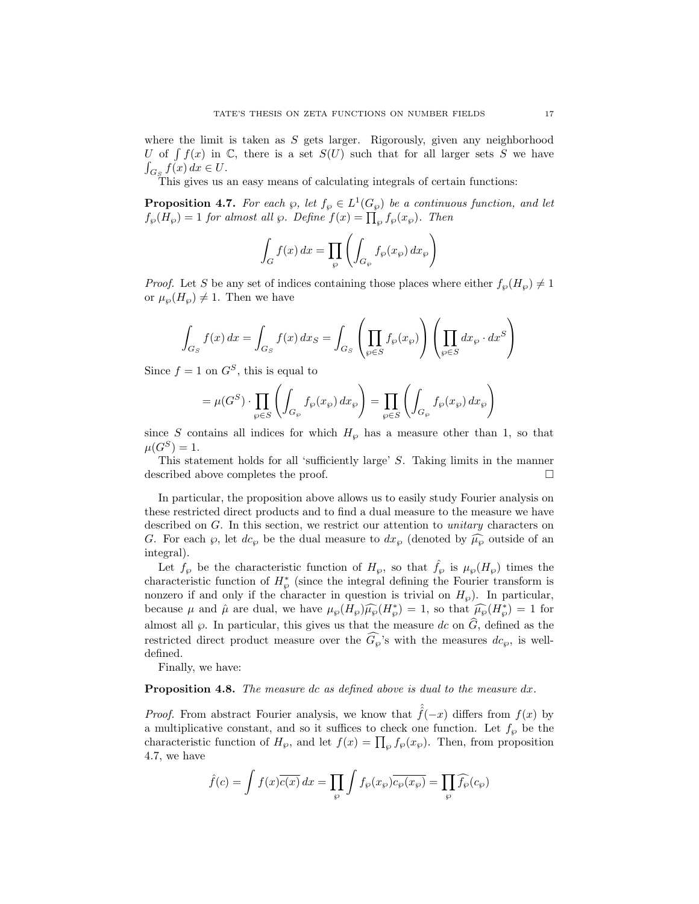where the limit is taken as $S$ gets larger. Rigorously, given any neighborhood $U$ of $\int f(x)$ in $\mathbb{C}$, there is a set $S(U)$ such that for all larger sets $S$ we have $\int_{G_S} f(x)\,dx \in U$.

This gives us an easy means of calculating integrals of certain functions:

**Proposition 4.7.** *For each $\wp$, let $f_\wp \in L^1(G_\wp)$ be a continuous function, and let $f_\wp(H_\wp) = 1$ for almost all $\wp$. Define $f(x) = \prod_\wp f_\wp(x_\wp)$. Then*

$$\int_G f(x)\,dx = \prod_\wp \left( \int_{G_\wp} f_\wp(x_\wp)\,dx_\wp \right)$$

*Proof.* Let $S$ be any set of indices containing those places where either $f_\wp(H_\wp) \neq 1$ or $\mu_\wp(H_\wp) \neq 1$. Then we have

$$\int_{G_S} f(x)\,dx = \int_{G_S} f(x)\,dx_S = \int_{G_S} \left( \prod_{\wp \in S} f_\wp(x_\wp) \right) \left( \prod_{\wp \in S} dx_\wp \cdot dx^S \right)$$

Since $f = 1$ on $G^S$, this is equal to

$$= \mu(G^S) \cdot \prod_{\wp \in S} \left( \int_{G_\wp} f_\wp(x_\wp)\,dx_\wp \right) = \prod_{\wp \in S} \left( \int_{G_\wp} f_\wp(x_\wp)\,dx_\wp \right)$$

since $S$ contains all indices for which $H_\wp$ has a measure other than 1, so that $\mu(G^S) = 1$.

This statement holds for all 'sufficiently large' $S$. Taking limits in the manner described above completes the proof. □

In particular, the proposition above allows us to easily study Fourier analysis on these restricted direct products and to find a dual measure to the measure we have described on $G$. In this section, we restrict our attention to *unitary* characters on $G$. For each $\wp$, let $dc_\wp$ be the dual measure to $dx_\wp$ (denoted by $\widehat{\mu_\wp}$ outside of an integral).

Let $f_\wp$ be the characteristic function of $H_\wp$, so that $\hat{f_\wp}$ is $\mu_\wp(H_\wp)$ times the characteristic function of $H_\wp^*$ (since the integral defining the Fourier transform is nonzero if and only if the character in question is trivial on $H_\wp$). In particular, because $\mu$ and $\hat{\mu}$ are dual, we have $\mu_\wp(H_\wp)\widehat{\mu_\wp}(H_\wp^*) = 1$, so that $\widehat{\mu_\wp}(H_\wp^*) = 1$ for almost all $\wp$. In particular, this gives us that the measure $dc$ on $\widehat{G}$, defined as the restricted direct product measure over the $\widehat{G_\wp}$'s with the measures $dc_\wp$, is well-defined.

Finally, we have:

**Proposition 4.8.** *The measure $dc$ as defined above is dual to the measure $dx$.*

*Proof.* From abstract Fourier analysis, we know that $\hat{\hat{f}}(-x)$ differs from $f(x)$ by a multiplicative constant, and so it suffices to check one function. Let $f_\wp$ be the characteristic function of $H_\wp$, and let $f(x) = \prod_\wp f_\wp(x_\wp)$. Then, from proposition 4.7, we have

$$\hat{f}(c) = \int f(x)\overline{c(x)}\,dx = \prod_\wp \int f_\wp(x_\wp)\overline{c_\wp(x_\wp)} = \prod_\wp \widehat{f_\wp}(c_\wp)$$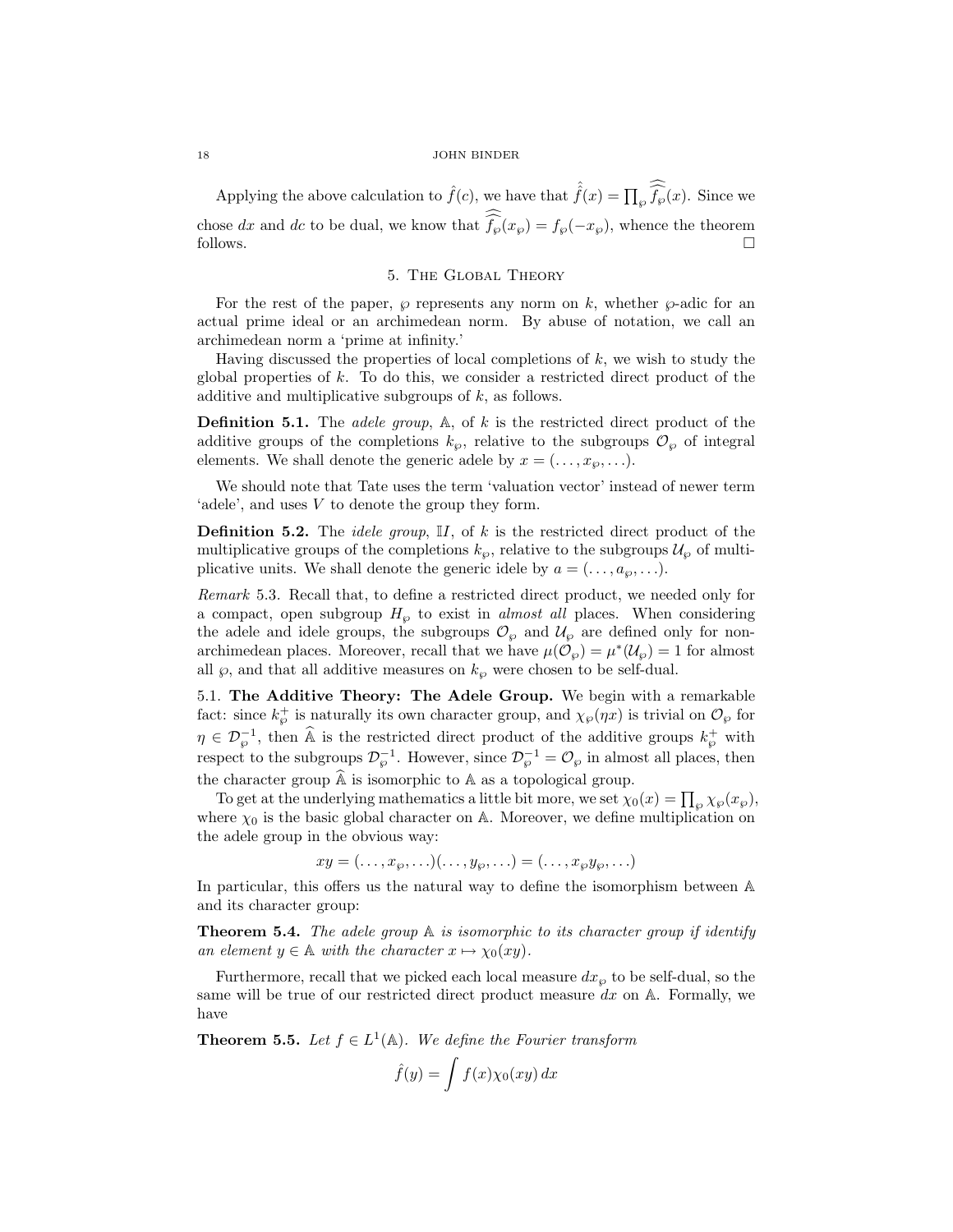Applying the above calculation to $\hat{f}(c)$, we have that $\hat{\hat{f}}(x) = \prod_{\wp} \widehat{\widehat{f_\wp}}(x)$. Since we chose $dx$ and $dc$ to be dual, we know that $\widehat{\widehat{f_\wp}}(x_\wp) = f_\wp(-x_\wp)$, whence the theorem follows. $\square$

## 5. The Global Theory

For the rest of the paper, $\wp$ represents any norm on $k$, whether $\wp$-adic for an actual prime ideal or an archimedean norm. By abuse of notation, we call an archimedean norm a 'prime at infinity.'

Having discussed the properties of local completions of $k$, we wish to study the global properties of $k$. To do this, we consider a restricted direct product of the additive and multiplicative subgroups of $k$, as follows.

**Definition 5.1.** The *adele group*, $\mathbb{A}$, of $k$ is the restricted direct product of the additive groups of the completions $k_\wp$, relative to the subgroups $\mathcal{O}_\wp$ of integral elements. We shall denote the generic adele by $x = (\ldots, x_\wp, \ldots)$.

We should note that Tate uses the term 'valuation vector' instead of newer term 'adele', and uses $V$ to denote the group they form.

**Definition 5.2.** The *idele group*, $\mathbb{I}$, of $k$ is the restricted direct product of the multiplicative groups of the completions $k_\wp$, relative to the subgroups $\mathcal{U}_\wp$ of multiplicative units. We shall denote the generic idele by $a = (\ldots, a_\wp, \ldots)$.

*Remark* 5.3. Recall that, to define a restricted direct product, we needed only for a compact, open subgroup $H_\wp$ to exist in *almost all* places. When considering the adele and idele groups, the subgroups $\mathcal{O}_\wp$ and $\mathcal{U}_\wp$ are defined only for non-archimedean places. Moreover, recall that we have $\mu(\mathcal{O}_\wp) = \mu^*(\mathcal{U}_\wp) = 1$ for almost all $\wp$, and that all additive measures on $k_\wp$ were chosen to be self-dual.

### 5.1. The Additive Theory: The Adele Group.

We begin with a remarkable fact: since $k_\wp^+$ is naturally its own character group, and $\chi_\wp(\eta x)$ is trivial on $\mathcal{O}_\wp$ for $\eta \in \mathcal{D}_\wp^{-1}$, then $\widehat{\mathbb{A}}$ is the restricted direct product of the additive groups $k_\wp^+$ with respect to the subgroups $\mathcal{D}_\wp^{-1}$. However, since $\mathcal{D}_\wp^{-1} = \mathcal{O}_\wp$ in almost all places, then the character group $\widehat{\mathbb{A}}$ is isomorphic to $\mathbb{A}$ as a topological group.

To get at the underlying mathematics a little bit more, we set $\chi_0(x) = \prod_\wp \chi_\wp(x_\wp)$, where $\chi_0$ is the basic global character on $\mathbb{A}$. Moreover, we define multiplication on the adele group in the obvious way:

$$xy = (\ldots, x_\wp, \ldots)(\ldots, y_\wp, \ldots) = (\ldots, x_\wp y_\wp, \ldots)$$

In particular, this offers us the natural way to define the isomorphism between $\mathbb{A}$ and its character group:

**Theorem 5.4.** *The adele group $\mathbb{A}$ is isomorphic to its character group if identify an element $y \in \mathbb{A}$ with the character $x \mapsto \chi_0(xy)$.*

Furthermore, recall that we picked each local measure $dx_\wp$ to be self-dual, so the same will be true of our restricted direct product measure $dx$ on $\mathbb{A}$. Formally, we have

**Theorem 5.5.** *Let $f \in L^1(\mathbb{A})$. We define the Fourier transform*

$$\hat{f}(y) = \int f(x)\chi_0(xy)\,dx$$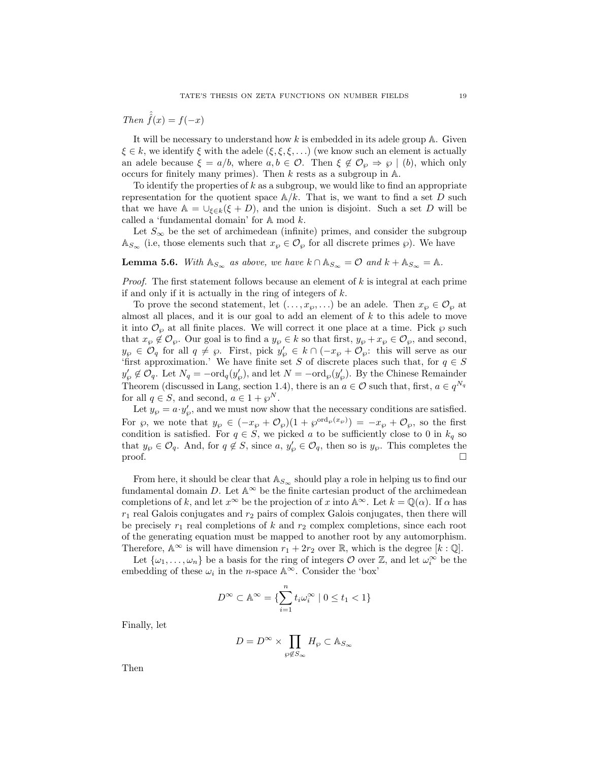*Then* $\hat{\hat{f}}(x) = f(-x)$

It will be necessary to understand how $k$ is embedded in its adele group $\mathbb{A}$. Given $\xi \in k$, we identify $\xi$ with the adele $(\xi, \xi, \xi, \ldots)$ (we know such an element is actually an adele because $\xi = a/b$, where $a, b \in \mathcal{O}$. Then $\xi \notin \mathcal{O}_\wp \Rightarrow \wp \mid (b)$, which only occurs for finitely many primes). Then $k$ rests as a subgroup in $\mathbb{A}$.

To identify the properties of $k$ as a subgroup, we would like to find an appropriate representation for the quotient space $\mathbb{A}/k$. That is, we want to find a set $D$ such that we have $\mathbb{A} = \cup_{\xi \in k}(\xi + D)$, and the union is disjoint. Such a set $D$ will be called a 'fundamental domain' for $\mathbb{A}$ mod $k$.

Let $S_\infty$ be the set of archimedean (infinite) primes, and consider the subgroup $\mathbb{A}_{S_\infty}$ (i.e, those elements such that $x_\wp \in \mathcal{O}_\wp$ for all discrete primes $\wp$). We have

**Lemma 5.6.** *With $\mathbb{A}_{S_\infty}$ as above, we have $k \cap \mathbb{A}_{S_\infty} = \mathcal{O}$ and $k + \mathbb{A}_{S_\infty} = \mathbb{A}$.*

*Proof.* The first statement follows because an element of $k$ is integral at each prime if and only if it is actually in the ring of integers of $k$.

To prove the second statement, let $(\ldots, x_\wp, \ldots)$ be an adele. Then $x_\wp \in \mathcal{O}_\wp$ at almost all places, and it is our goal to add an element of $k$ to this adele to move it into $\mathcal{O}_\wp$ at all finite places. We will correct it one place at a time. Pick $\wp$ such that $x_\wp \notin \mathcal{O}_\wp$. Our goal is to find a $y_\wp \in k$ so that first, $y_\wp + x_\wp \in \mathcal{O}_\wp$, and second, $y_\wp \in \mathcal{O}_q$ for all $q \neq \wp$. First, pick $y'_\wp \in k \cap (-x_\wp + \mathcal{O}_\wp$: this will serve as our 'first approximation.' We have finite set $S$ of discrete places such that, for $q \in S$ $y'_\wp \notin \mathcal{O}_q$. Let $N_q = -\mathrm{ord}_q(y'_\wp)$, and let $N = -\mathrm{ord}_\wp(y'_\wp)$. By the Chinese Remainder Theorem (discussed in Lang, section 1.4), there is an $a \in \mathcal{O}$ such that, first, $a \in q^{N_q}$ for all $q \in S$, and second, $a \in 1 + \wp^N$.

Let $y_\wp = a \cdot y'_\wp$, and we must now show that the necessary conditions are satisfied. For $\wp$, we note that $y_\wp \in (-x_\wp + \mathcal{O}_\wp)(1 + \wp^{\mathrm{ord}_\wp(x_\wp)}) = -x_\wp + \mathcal{O}_\wp$, so the first condition is satisfied. For $q \in S$, we picked $a$ to be sufficiently close to 0 in $k_q$ so that $y_\wp \in \mathcal{O}_q$. And, for $q \notin S$, since $a$, $y'_\wp \in \mathcal{O}_q$, then so is $y_\wp$. This completes the proof. $\square$

From here, it should be clear that $\mathbb{A}_{S_\infty}$ should play a role in helping us to find our fundamental domain $D$. Let $\mathbb{A}^\infty$ be the finite cartesian product of the archimedean completions of $k$, and let $x^\infty$ be the projection of $x$ into $\mathbb{A}^\infty$. Let $k = \mathbb{Q}(\alpha)$. If $\alpha$ has $r_1$ real Galois conjugates and $r_2$ pairs of complex Galois conjugates, then there will be precisely $r_1$ real completions of $k$ and $r_2$ complex completions, since each root of the generating equation must be mapped to another root by any automorphism. Therefore, $\mathbb{A}^\infty$ is will have dimension $r_1 + 2r_2$ over $\mathbb{R}$, which is the degree $[k : \mathbb{Q}]$.

Let $\{\omega_1, \ldots, \omega_n\}$ be a basis for the ring of integers $\mathcal{O}$ over $\mathbb{Z}$, and let $\omega_i^\infty$ be the embedding of these $\omega_i$ in the $n$-space $\mathbb{A}^\infty$. Consider the 'box'

$$D^\infty \subset \mathbb{A}^\infty = \{\sum_{i=1}^{n} t_i \omega_i^\infty \mid 0 \leq t_1 < 1\}$$

Finally, let

$$D = D^\infty \times \prod_{\wp \notin S_\infty} H_\wp \subset \mathbb{A}_{S_\infty}$$

Then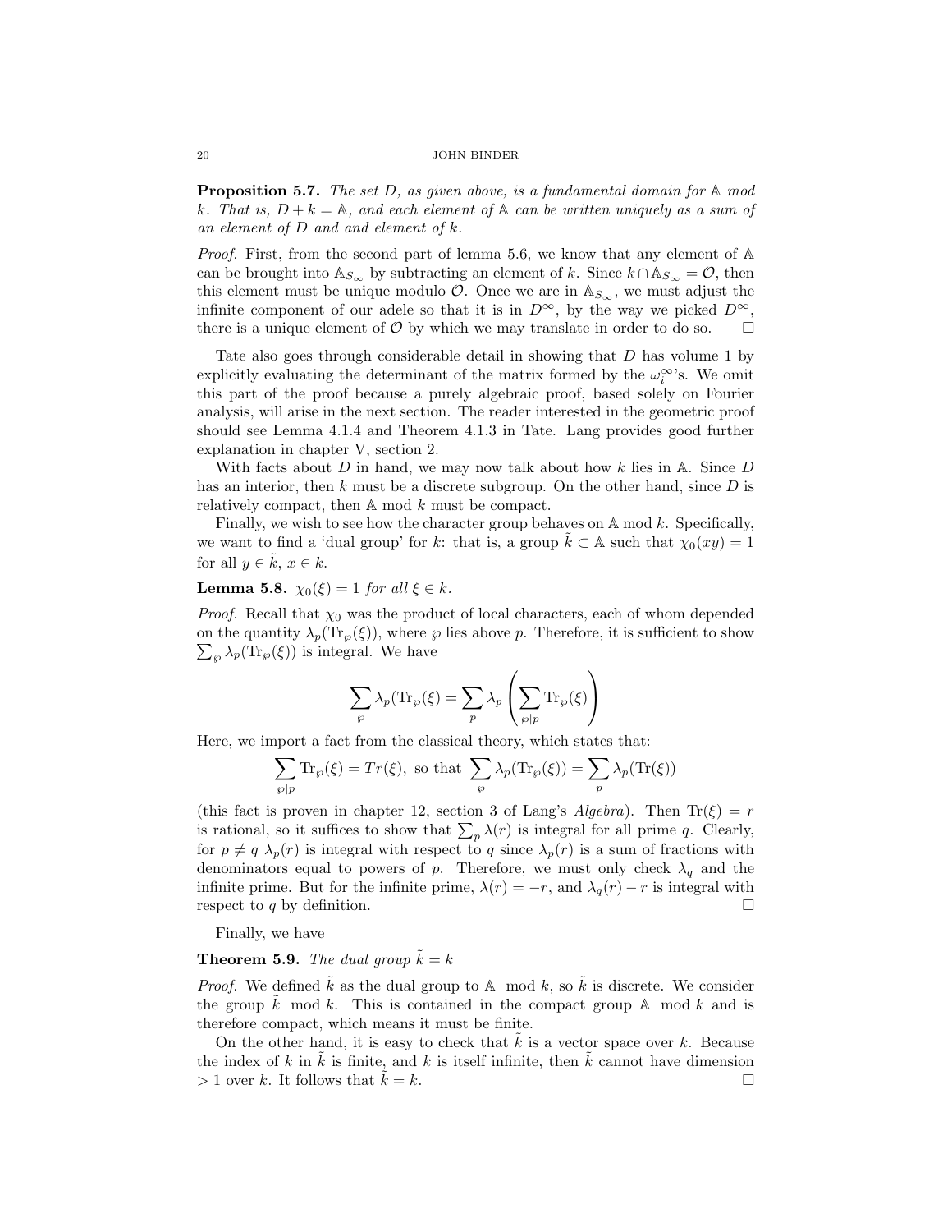**Proposition 5.7.** *The set $D$, as given above, is a fundamental domain for $\mathbb{A}$ mod $k$. That is, $D + k = \mathbb{A}$, and each element of $\mathbb{A}$ can be written uniquely as a sum of an element of $D$ and and element of $k$.*

*Proof.* First, from the second part of lemma 5.6, we know that any element of $\mathbb{A}$ can be brought into $\mathbb{A}_{S_\infty}$ by subtracting an element of $k$. Since $k \cap \mathbb{A}_{S_\infty} = \mathcal{O}$, then this element must be unique modulo $\mathcal{O}$. Once we are in $\mathbb{A}_{S_\infty}$, we must adjust the infinite component of our adele so that it is in $D^\infty$, by the way we picked $D^\infty$, there is a unique element of $\mathcal{O}$ by which we may translate in order to do so. □

Tate also goes through considerable detail in showing that $D$ has volume 1 by explicitly evaluating the determinant of the matrix formed by the $\omega_i^\infty$'s. We omit this part of the proof because a purely algebraic proof, based solely on Fourier analysis, will arise in the next section. The reader interested in the geometric proof should see Lemma 4.1.4 and Theorem 4.1.3 in Tate. Lang provides good further explanation in chapter V, section 2.

With facts about $D$ in hand, we may now talk about how $k$ lies in $\mathbb{A}$. Since $D$ has an interior, then $k$ must be a discrete subgroup. On the other hand, since $D$ is relatively compact, then $\mathbb{A}$ mod $k$ must be compact.

Finally, we wish to see how the character group behaves on $\mathbb{A}$ mod $k$. Specifically, we want to find a 'dual group' for $k$: that is, a group $\tilde{k} \subset \mathbb{A}$ such that $\chi_0(xy) = 1$ for all $y \in \tilde{k}$, $x \in k$.

**Lemma 5.8.** *$\chi_0(\xi) = 1$ for all $\xi \in k$.*

*Proof.* Recall that $\chi_0$ was the product of local characters, each of whom depended on the quantity $\lambda_p(\mathrm{Tr}_\wp(\xi))$, where $\wp$ lies above $p$. Therefore, it is sufficient to show $\sum_\wp \lambda_p(\mathrm{Tr}_\wp(\xi))$ is integral. We have

$$\sum_\wp \lambda_p(\mathrm{Tr}_\wp(\xi) = \sum_p \lambda_p\left(\sum_{\wp|p} \mathrm{Tr}_\wp(\xi)\right)$$

Here, we import a fact from the classical theory, which states that:

$$\sum_{\wp|p} \mathrm{Tr}_\wp(\xi) = Tr(\xi), \text{ so that } \sum_\wp \lambda_p(\mathrm{Tr}_\wp(\xi)) = \sum_p \lambda_p(\mathrm{Tr}(\xi))$$

(this fact is proven in chapter 12, section 3 of Lang's *Algebra*). Then $\mathrm{Tr}(\xi) = r$ is rational, so it suffices to show that $\sum_p \lambda(r)$ is integral for all prime $q$. Clearly, for $p \neq q$ $\lambda_p(r)$ is integral with respect to $q$ since $\lambda_p(r)$ is a sum of fractions with denominators equal to powers of $p$. Therefore, we must only check $\lambda_q$ and the infinite prime. But for the infinite prime, $\lambda(r) = -r$, and $\lambda_q(r) - r$ is integral with respect to $q$ by definition. □

Finally, we have

**Theorem 5.9.** *The dual group $\tilde{k} = k$*

*Proof.* We defined $\tilde{k}$ as the dual group to $\mathbb{A}$ mod $k$, so $\tilde{k}$ is discrete. We consider the group $\tilde{k}$ mod $k$. This is contained in the compact group $\mathbb{A}$ mod $k$ and is therefore compact, which means it must be finite.

On the other hand, it is easy to check that $\tilde{k}$ is a vector space over $k$. Because the index of $k$ in $\tilde{k}$ is finite, and $k$ is itself infinite, then $\tilde{k}$ cannot have dimension $> 1$ over $k$. It follows that $\tilde{k} = k$. □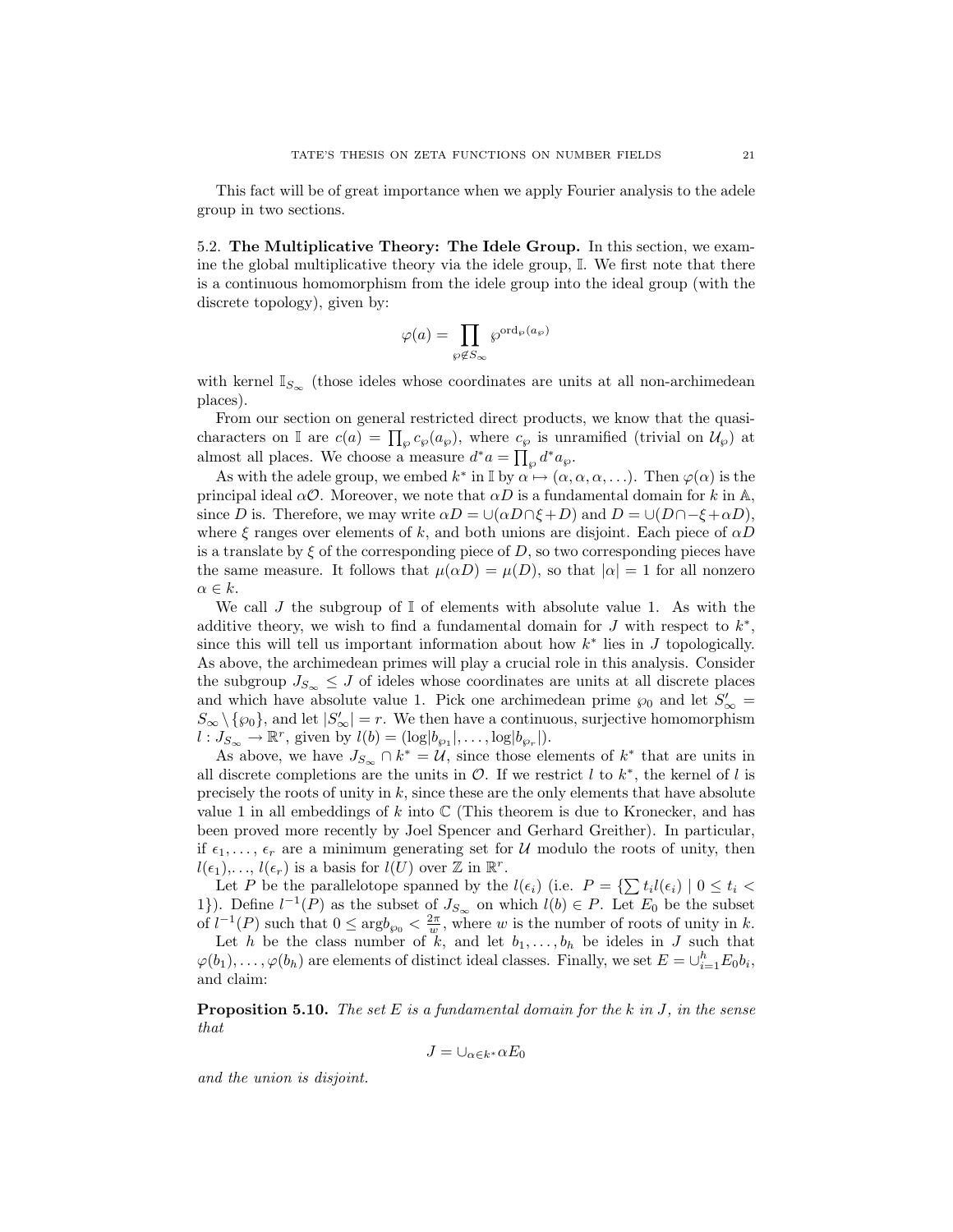This fact will be of great importance when we apply Fourier analysis to the adele group in two sections.

5.2. **The Multiplicative Theory: The Idele Group.** In this section, we examine the global multiplicative theory via the idele group, $\mathbb{I}$. We first note that there is a continuous homomorphism from the idele group into the ideal group (with the discrete topology), given by:

$$\varphi(a) = \prod_{\wp \notin S_\infty} \wp^{\operatorname{ord}_\wp(a_\wp)}$$

with kernel $\mathbb{I}_{S_\infty}$ (those ideles whose coordinates are units at all non-archimedean places).

From our section on general restricted direct products, we know that the quasi-characters on $\mathbb{I}$ are $c(a) = \prod_\wp c_\wp(a_\wp)$, where $c_\wp$ is unramified (trivial on $\mathcal{U}_\wp$) at almost all places. We choose a measure $d^*a = \prod_\wp d^*a_\wp$.

As with the adele group, we embed $k^*$ in $\mathbb{I}$ by $\alpha \mapsto (\alpha, \alpha, \alpha, \ldots)$. Then $\varphi(\alpha)$ is the principal ideal $\alpha\mathcal{O}$. Moreover, we note that $\alpha D$ is a fundamental domain for $k$ in $\mathbb{A}$, since $D$ is. Therefore, we may write $\alpha D = \cup(\alpha D \cap \xi + D)$ and $D = \cup(D \cap -\xi + \alpha D)$, where $\xi$ ranges over elements of $k$, and both unions are disjoint. Each piece of $\alpha D$ is a translate by $\xi$ of the corresponding piece of $D$, so two corresponding pieces have the same measure. It follows that $\mu(\alpha D) = \mu(D)$, so that $|\alpha| = 1$ for all nonzero $\alpha \in k$.

We call $J$ the subgroup of $\mathbb{I}$ of elements with absolute value 1. As with the additive theory, we wish to find a fundamental domain for $J$ with respect to $k^*$, since this will tell us important information about how $k^*$ lies in $J$ topologically. As above, the archimedean primes will play a crucial role in this analysis. Consider the subgroup $J_{S_\infty} \leq J$ of ideles whose coordinates are units at all discrete places and which have absolute value 1. Pick one archimedean prime $\wp_0$ and let $S'_\infty = S_\infty \setminus \{\wp_0\}$, and let $|S'_\infty| = r$. We then have a continuous, surjective homomorphism $l : J_{S_\infty} \to \mathbb{R}^r$, given by $l(b) = (\log|b_{\wp_1}|, \ldots, \log|b_{\wp_r}|)$.

As above, we have $J_{S_\infty} \cap k^* = \mathcal{U}$, since those elements of $k^*$ that are units in all discrete completions are the units in $\mathcal{O}$. If we restrict $l$ to $k^*$, the kernel of $l$ is precisely the roots of unity in $k$, since these are the only elements that have absolute value 1 in all embeddings of $k$ into $\mathbb{C}$ (This theorem is due to Kronecker, and has been proved more recently by Joel Spencer and Gerhard Greither). In particular, if $\epsilon_1, \ldots, \epsilon_r$ are a minimum generating set for $\mathcal{U}$ modulo the roots of unity, then $l(\epsilon_1), \ldots, l(\epsilon_r)$ is a basis for $l(U)$ over $\mathbb{Z}$ in $\mathbb{R}^r$.

Let $P$ be the parallelotope spanned by the $l(\epsilon_i)$ (i.e. $P = \{\sum t_i l(\epsilon_i) \mid 0 \leq t_i < 1\}$). Define $l^{-1}(P)$ as the subset of $J_{S_\infty}$ on which $l(b) \in P$. Let $E_0$ be the subset of $l^{-1}(P)$ such that $0 \leq \arg b_{\wp_0} < \frac{2\pi}{w}$, where $w$ is the number of roots of unity in $k$.

Let $h$ be the class number of $k$, and let $b_1, \ldots, b_h$ be ideles in $J$ such that $\varphi(b_1), \ldots, \varphi(b_h)$ are elements of distinct ideal classes. Finally, we set $E = \cup_{i=1}^h E_0 b_i$, and claim:

**Proposition 5.10.** *The set $E$ is a fundamental domain for the $k$ in $J$, in the sense that*

$$J = \cup_{\alpha \in k^*} \alpha E_0$$

*and the union is disjoint.*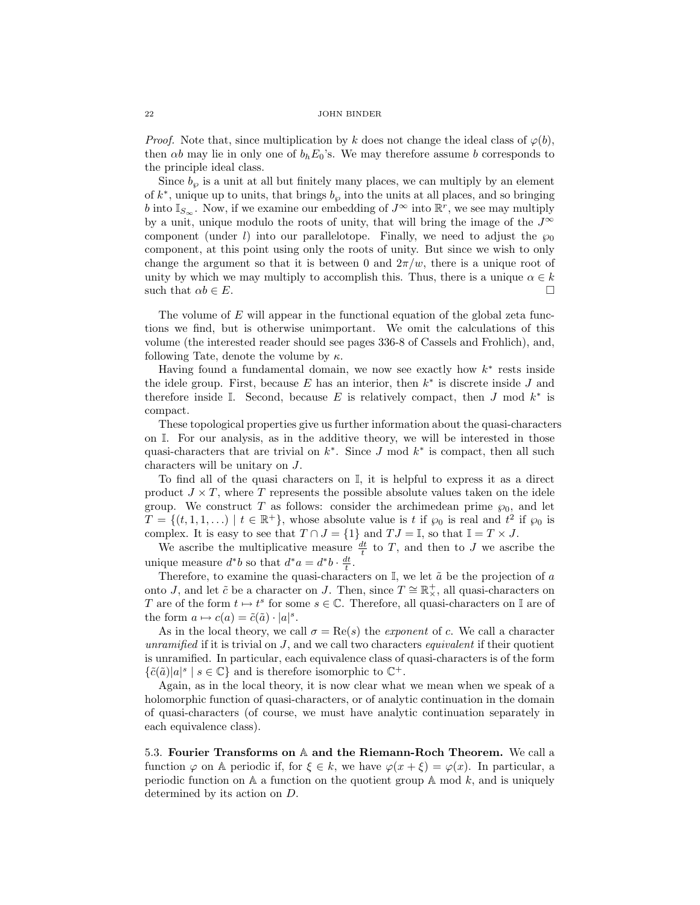*Proof.* Note that, since multiplication by $k$ does not change the ideal class of $\varphi(b)$, then $\alpha b$ may lie in only one of $b_h E_0$'s. We may therefore assume $b$ corresponds to the principle ideal class.

Since $b_\wp$ is a unit at all but finitely many places, we can multiply by an element of $k^*$, unique up to units, that brings $b_\wp$ into the units at all places, and so bringing $b$ into $\mathbb{I}_{S_\infty}$. Now, if we examine our embedding of $J^\infty$ into $\mathbb{R}^r$, we see may multiply by a unit, unique modulo the roots of unity, that will bring the image of the $J^\infty$ component (under $l$) into our parallelotope. Finally, we need to adjust the $\wp_0$ component, at this point using only the roots of unity. But since we wish to only change the argument so that it is between 0 and $2\pi/w$, there is a unique root of unity by which we may multiply to accomplish this. Thus, there is a unique $\alpha \in k$ such that $\alpha b \in E$. □

The volume of $E$ will appear in the functional equation of the global zeta functions we find, but is otherwise unimportant. We omit the calculations of this volume (the interested reader should see pages 336-8 of Cassels and Frohlich), and, following Tate, denote the volume by $\kappa$.

Having found a fundamental domain, we now see exactly how $k^*$ rests inside the idele group. First, because $E$ has an interior, then $k^*$ is discrete inside $J$ and therefore inside $\mathbb{I}$. Second, because $E$ is relatively compact, then $J$ mod $k^*$ is compact.

These topological properties give us further information about the quasi-characters on $\mathbb{I}$. For our analysis, as in the additive theory, we will be interested in those quasi-characters that are trivial on $k^*$. Since $J$ mod $k^*$ is compact, then all such characters will be unitary on $J$.

To find all of the quasi characters on $\mathbb{I}$, it is helpful to express it as a direct product $J \times T$, where $T$ represents the possible absolute values taken on the idele group. We construct $T$ as follows: consider the archimedean prime $\wp_0$, and let $T = \{(t, 1, 1, \ldots) \mid t \in \mathbb{R}^+\}$, whose absolute value is $t$ if $\wp_0$ is real and $t^2$ if $\wp_0$ is complex. It is easy to see that $T \cap J = \{1\}$ and $TJ = \mathbb{I}$, so that $\mathbb{I} = T \times J$.

We ascribe the multiplicative measure $\frac{dt}{t}$ to $T$, and then to $J$ we ascribe the unique measure $d^*b$ so that $d^*a = d^*b \cdot \frac{dt}{t}$.

Therefore, to examine the quasi-characters on $\mathbb{I}$, we let $\tilde{a}$ be the projection of $a$ onto $J$, and let $\tilde{c}$ be a character on $J$. Then, since $T \cong \mathbb{R}^+_\times$, all quasi-characters on $T$ are of the form $t \mapsto t^s$ for some $s \in \mathbb{C}$. Therefore, all quasi-characters on $\mathbb{I}$ are of the form $a \mapsto c(a) = \tilde{c}(\tilde{a}) \cdot |a|^s$.

As in the local theory, we call $\sigma = \mathrm{Re}(s)$ the *exponent* of $c$. We call a character *unramified* if it is trivial on $J$, and we call two characters *equivalent* if their quotient is unramified. In particular, each equivalence class of quasi-characters is of the form $\{\tilde{c}(\tilde{a})|a|^s \mid s \in \mathbb{C}\}$ and is therefore isomorphic to $\mathbb{C}^+$.

Again, as in the local theory, it is now clear what we mean when we speak of a holomorphic function of quasi-characters, or of analytic continuation in the domain of quasi-characters (of course, we must have analytic continuation separately in each equivalence class).

### 5.3. Fourier Transforms on $\mathbb{A}$ and the Riemann-Roch Theorem.

We call a function $\varphi$ on $\mathbb{A}$ periodic if, for $\xi \in k$, we have $\varphi(x + \xi) = \varphi(x)$. In particular, a periodic function on $\mathbb{A}$ a function on the quotient group $\mathbb{A}$ mod $k$, and is uniquely determined by its action on $D$.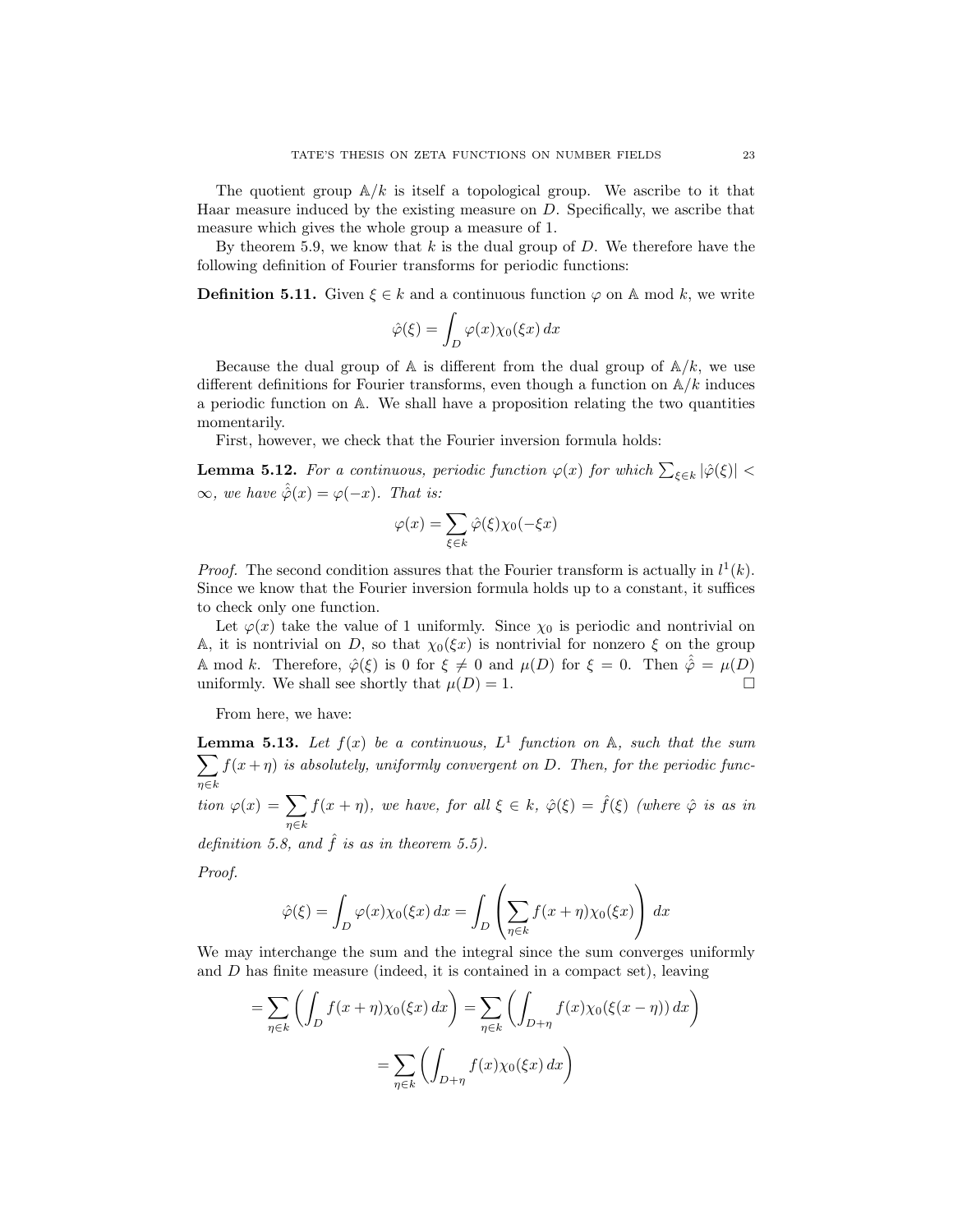The quotient group $\mathbb{A}/k$ is itself a topological group. We ascribe to it that Haar measure induced by the existing measure on $D$. Specifically, we ascribe that measure which gives the whole group a measure of 1.

By theorem 5.9, we know that $k$ is the dual group of $D$. We therefore have the following definition of Fourier transforms for periodic functions:

**Definition 5.11.** Given $\xi \in k$ and a continuous function $\varphi$ on $\mathbb{A}$ mod $k$, we write

$$\hat{\varphi}(\xi) = \int_D \varphi(x)\chi_0(\xi x)\, dx$$

Because the dual group of $\mathbb{A}$ is different from the dual group of $\mathbb{A}/k$, we use different definitions for Fourier transforms, even though a function on $\mathbb{A}/k$ induces a periodic function on $\mathbb{A}$. We shall have a proposition relating the two quantities momentarily.

First, however, we check that the Fourier inversion formula holds:

**Lemma 5.12.** *For a continuous, periodic function $\varphi(x)$ for which $\sum_{\xi \in k} |\hat{\varphi}(\xi)| < \infty$, we have $\hat{\hat{\varphi}}(x) = \varphi(-x)$. That is:*

$$\varphi(x) = \sum_{\xi \in k} \hat{\varphi}(\xi)\chi_0(-\xi x)$$

*Proof.* The second condition assures that the Fourier transform is actually in $l^1(k)$. Since we know that the Fourier inversion formula holds up to a constant, it suffices to check only one function.

Let $\varphi(x)$ take the value of 1 uniformly. Since $\chi_0$ is periodic and nontrivial on $\mathbb{A}$, it is nontrivial on $D$, so that $\chi_0(\xi x)$ is nontrivial for nonzero $\xi$ on the group $\mathbb{A}$ mod $k$. Therefore, $\hat{\varphi}(\xi)$ is 0 for $\xi \neq 0$ and $\mu(D)$ for $\xi = 0$. Then $\hat{\hat{\varphi}} = \mu(D)$ uniformly. We shall see shortly that $\mu(D) = 1$. □

From here, we have:

**Lemma 5.13.** *Let $f(x)$ be a continuous, $L^1$ function on $\mathbb{A}$, such that the sum $\sum_{\eta \in k} f(x+\eta)$ is absolutely, uniformly convergent on $D$. Then, for the periodic function $\varphi(x) = \sum_{\eta \in k} f(x+\eta)$, we have, for all $\xi \in k$, $\hat{\varphi}(\xi) = \hat{f}(\xi)$ (where $\hat{\varphi}$ is as in definition 5.8, and $\hat{f}$ is as in theorem 5.5).*

*Proof.*

$$\hat{\varphi}(\xi) = \int_D \varphi(x)\chi_0(\xi x)\, dx = \int_D \left( \sum_{\eta \in k} f(x+\eta)\chi_0(\xi x) \right) dx$$

We may interchange the sum and the integral since the sum converges uniformly and $D$ has finite measure (indeed, it is contained in a compact set), leaving

$$= \sum_{\eta \in k} \left( \int_D f(x+\eta)\chi_0(\xi x)\, dx \right) = \sum_{\eta \in k} \left( \int_{D+\eta} f(x)\chi_0(\xi(x-\eta))\, dx \right)$$

$$= \sum_{\eta \in k} \left( \int_{D+\eta} f(x)\chi_0(\xi x)\, dx \right)$$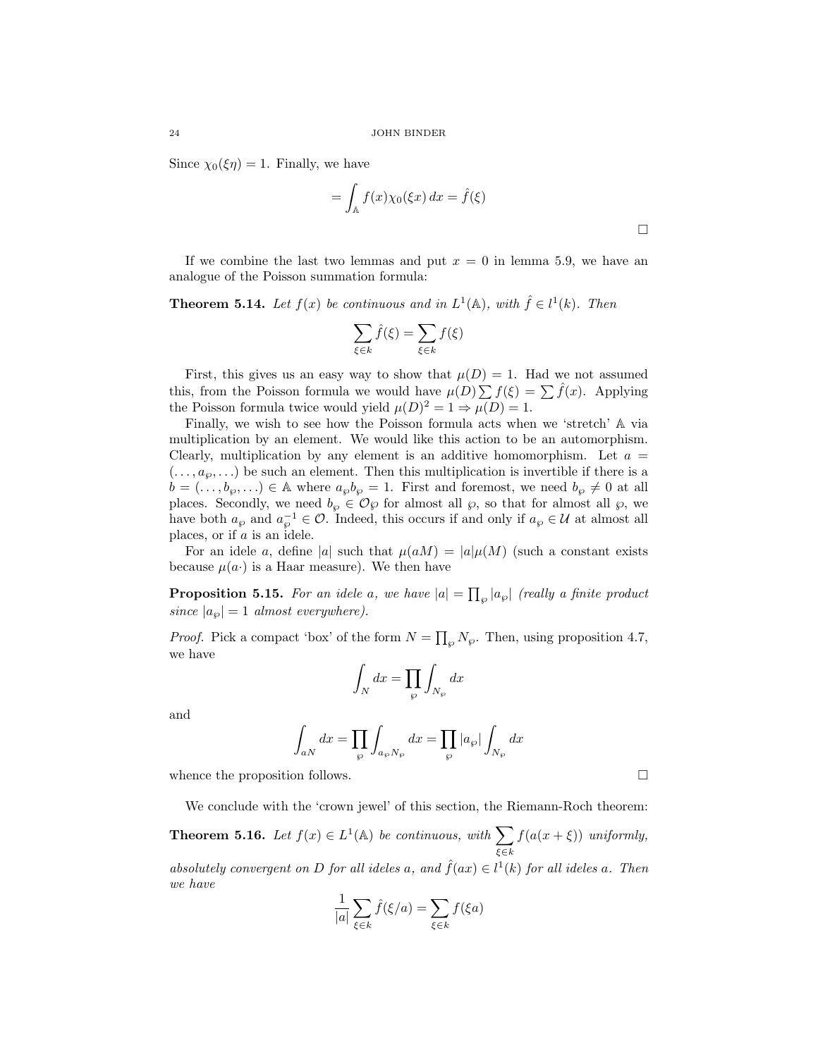Since $\chi_0(\xi\eta) = 1$. Finally, we have

$$= \int_{\mathbb{A}} f(x)\chi_0(\xi x)\,dx = \hat{f}(\xi)$$

□

If we combine the last two lemmas and put $x = 0$ in lemma 5.9, we have an analogue of the Poisson summation formula:

**Theorem 5.14.** *Let $f(x)$ be continuous and in $L^1(\mathbb{A})$, with $\hat{f} \in l^1(k)$. Then*

$$\sum_{\xi \in k} \hat{f}(\xi) = \sum_{\xi \in k} f(\xi)$$

First, this gives us an easy way to show that $\mu(D) = 1$. Had we not assumed this, from the Poisson formula we would have $\mu(D)\sum f(\xi) = \sum \hat{f}(x)$. Applying the Poisson formula twice would yield $\mu(D)^2 = 1 \Rightarrow \mu(D) = 1$.

Finally, we wish to see how the Poisson formula acts when we 'stretch' $\mathbb{A}$ via multiplication by an element. We would like this action to be an automorphism. Clearly, multiplication by any element is an additive homomorphism. Let $a = (\ldots, a_\wp, \ldots)$ be such an element. Then this multiplication is invertible if there is a $b = (\ldots, b_\wp, \ldots) \in \mathbb{A}$ where $a_\wp b_\wp = 1$. First and foremost, we need $b_\wp \neq 0$ at all places. Secondly, we need $b_\wp \in \mathcal{O}_\wp$ for almost all $\wp$, so that for almost all $\wp$, we have both $a_\wp$ and $a_\wp^{-1} \in \mathcal{O}$. Indeed, this occurs if and only if $a_\wp \in \mathcal{U}$ at almost all places, or if $a$ is an idele.

For an idele $a$, define $|a|$ such that $\mu(aM) = |a|\mu(M)$ (such a constant exists because $\mu(a\cdot)$ is a Haar measure). We then have

**Proposition 5.15.** *For an idele $a$, we have $|a| = \prod_\wp |a_\wp|$ (really a finite product since $|a_\wp| = 1$ almost everywhere).*

*Proof.* Pick a compact 'box' of the form $N = \prod_\wp N_\wp$. Then, using proposition 4.7, we have

$$\int_N dx = \prod_\wp \int_{N_\wp} dx$$

and

$$\int_{aN} dx = \prod_\wp \int_{a_\wp N_\wp} dx = \prod_\wp |a_\wp| \int_{N_\wp} dx$$

whence the proposition follows. □

We conclude with the 'crown jewel' of this section, the Riemann-Roch theorem:

**Theorem 5.16.** *Let $f(x) \in L^1(\mathbb{A})$ be continuous, with $\sum_{\xi \in k} f(a(x + \xi))$ uniformly, absolutely convergent on $D$ for all ideles $a$, and $\hat{f}(ax) \in l^1(k)$ for all ideles $a$. Then we have*

$$\frac{1}{|a|}\sum_{\xi \in k} \hat{f}(\xi/a) = \sum_{\xi \in k} f(\xi a)$$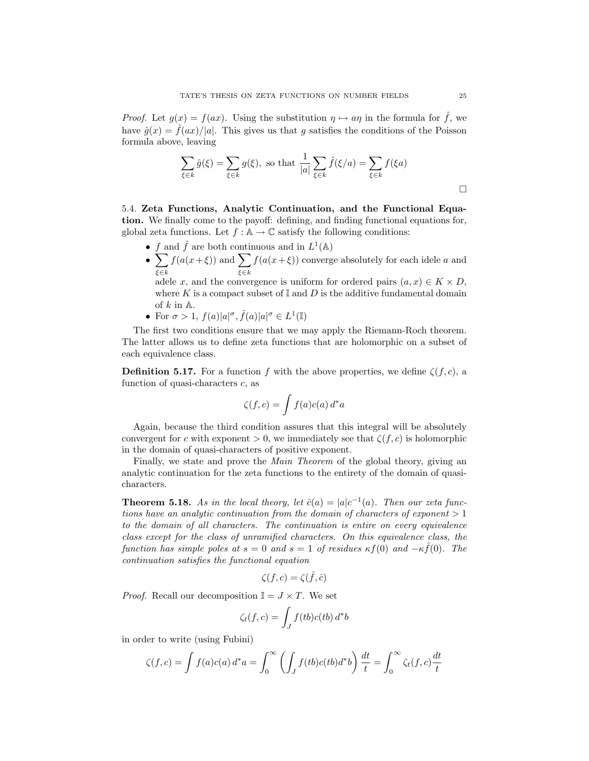*Proof.* Let $g(x) = f(ax)$. Using the substitution $\eta \mapsto a\eta$ in the formula for $\hat{f}$, we have $\hat{g}(x) = \hat{f}(ax)/|a|$. This gives us that $g$ satisfies the conditions of the Poisson formula above, leaving

$$\sum_{\xi \in k} \hat{g}(\xi) = \sum_{\xi \in k} g(\xi), \text{ so that } \frac{1}{|a|} \sum_{\xi \in k} \hat{f}(\xi/a) = \sum_{\xi \in k} f(\xi a)$$

□

5.4. **Zeta Functions, Analytic Continuation, and the Functional Equation.** We finally come to the payoff: defining, and finding functional equations for, global zeta functions. Let $f : \mathbb{A} \to \mathbb{C}$ satisfy the following conditions:

- $f$ and $\hat{f}$ are both continuous and in $L^1(\mathbb{A})$
- $\sum_{\xi \in k} f(a(x+\xi))$ and $\sum_{\xi \in k} f(a(x+\xi))$ converge absolutely for each idele $a$ and adele $x$, and the convergence is uniform for ordered pairs $(a, x) \in K \times D$, where $K$ is a compact subset of $\mathbb{I}$ and $D$ is the additive fundamental domain of $k$ in $\mathbb{A}$.
- For $\sigma > 1$, $f(a)|a|^\sigma, \hat{f}(a)|a|^\sigma \in L^1(\mathbb{I})$

The first two conditions ensure that we may apply the Riemann-Roch theorem. The latter allows us to define zeta functions that are holomorphic on a subset of each equivalence class.

**Definition 5.17.** For a function $f$ with the above properties, we define $\zeta(f, c)$, a function of quasi-characters $c$, as

$$\zeta(f, c) = \int f(a)c(a)\, d^*a$$

Again, because the third condition assures that this integral will be absolutely convergent for $c$ with exponent $> 0$, we immediately see that $\zeta(f, c)$ is holomorphic in the domain of quasi-characters of positive exponent.

Finally, we state and prove the *Main Theorem* of the global theory, giving an analytic continuation for the zeta functions to the entirety of the domain of quasi-characters.

**Theorem 5.18.** *As in the local theory, let $\hat{c}(a) = |a|c^{-1}(a)$. Then our zeta functions have an analytic continuation from the domain of characters of exponent $> 1$ to the domain of all characters. The continuation is entire on every equivalence class except for the class of unramified characters. On this equivalence class, the function has simple poles at $s = 0$ and $s = 1$ of residues $\kappa f(0)$ and $-\kappa \hat{f}(0)$. The continuation satisfies the functional equation*

$$\zeta(f, c) = \zeta(\hat{f}, \hat{c})$$

*Proof.* Recall our decomposition $\mathbb{I} = J \times T$. We set

$$\zeta_t(f, c) = \int_J f(tb)c(tb)\, d^*b$$

in order to write (using Fubini)

$$\zeta(f, c) = \int f(a)c(a)\, d^*a = \int_0^\infty \left( \int_J f(tb)c(tb) d^*b \right) \frac{dt}{t} = \int_0^\infty \zeta_t(f, c) \frac{dt}{t}$$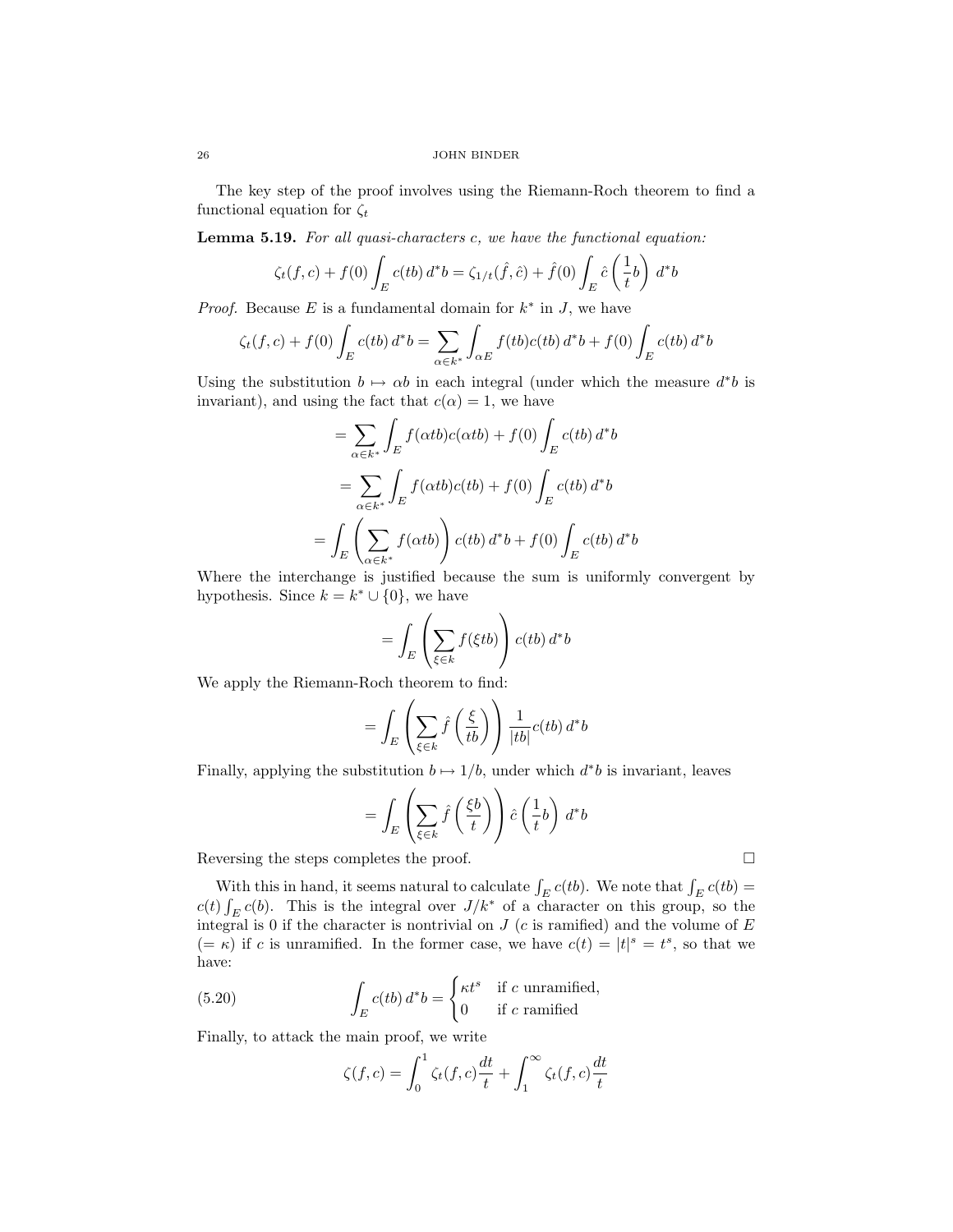The key step of the proof involves using the Riemann-Roch theorem to find a functional equation for $\zeta_t$

**Lemma 5.19.** *For all quasi-characters $c$, we have the functional equation:*

$$\zeta_t(f,c) + f(0)\int_E c(tb)\, d^*b = \zeta_{1/t}(\hat{f},\hat{c}) + \hat{f}(0)\int_E \hat{c}\left(\frac{1}{t}b\right)\, d^*b$$

*Proof.* Because $E$ is a fundamental domain for $k^*$ in $J$, we have

$$\zeta_t(f,c) + f(0)\int_E c(tb)\, d^*b = \sum_{\alpha\in k^*}\int_{\alpha E} f(tb)c(tb)\, d^*b + f(0)\int_E c(tb)\, d^*b$$

Using the substitution $b \mapsto \alpha b$ in each integral (under which the measure $d^*b$ is invariant), and using the fact that $c(\alpha) = 1$, we have

$$= \sum_{\alpha\in k^*}\int_E f(\alpha tb)c(\alpha tb) + f(0)\int_E c(tb)\, d^*b$$

$$= \sum_{\alpha\in k^*}\int_E f(\alpha tb)c(tb) + f(0)\int_E c(tb)\, d^*b$$

$$= \int_E \left(\sum_{\alpha\in k^*} f(\alpha tb)\right) c(tb)\, d^*b + f(0)\int_E c(tb)\, d^*b$$

Where the interchange is justified because the sum is uniformly convergent by hypothesis. Since $k = k^* \cup \{0\}$, we have

$$= \int_E \left(\sum_{\xi\in k} f(\xi tb)\right) c(tb)\, d^*b$$

We apply the Riemann-Roch theorem to find:

$$= \int_E \left(\sum_{\xi\in k} \hat{f}\left(\frac{\xi}{tb}\right)\right) \frac{1}{|tb|}c(tb)\, d^*b$$

Finally, applying the substitution $b \mapsto 1/b$, under which $d^*b$ is invariant, leaves

$$= \int_E \left(\sum_{\xi\in k} \hat{f}\left(\frac{\xi b}{t}\right)\right) \hat{c}\left(\frac{1}{t}b\right)\, d^*b$$

Reversing the steps completes the proof. $\square$

With this in hand, it seems natural to calculate $\int_E c(tb)$. We note that $\int_E c(tb) = c(t)\int_E c(b)$. This is the integral over $J/k^*$ of a character on this group, so the integral is 0 if the character is nontrivial on $J$ ($c$ is ramified) and the volume of $E$ ($= \kappa$) if $c$ is unramified. In the former case, we have $c(t) = |t|^s = t^s$, so that we have:

$$\int_E c(tb)\, d^*b = \begin{cases} \kappa t^s & \text{if } c \text{ unramified,} \\ 0 & \text{if } c \text{ ramified} \end{cases} \tag{5.20}$$

Finally, to attack the main proof, we write

$$\zeta(f,c) = \int_0^1 \zeta_t(f,c)\frac{dt}{t} + \int_1^\infty \zeta_t(f,c)\frac{dt}{t}$$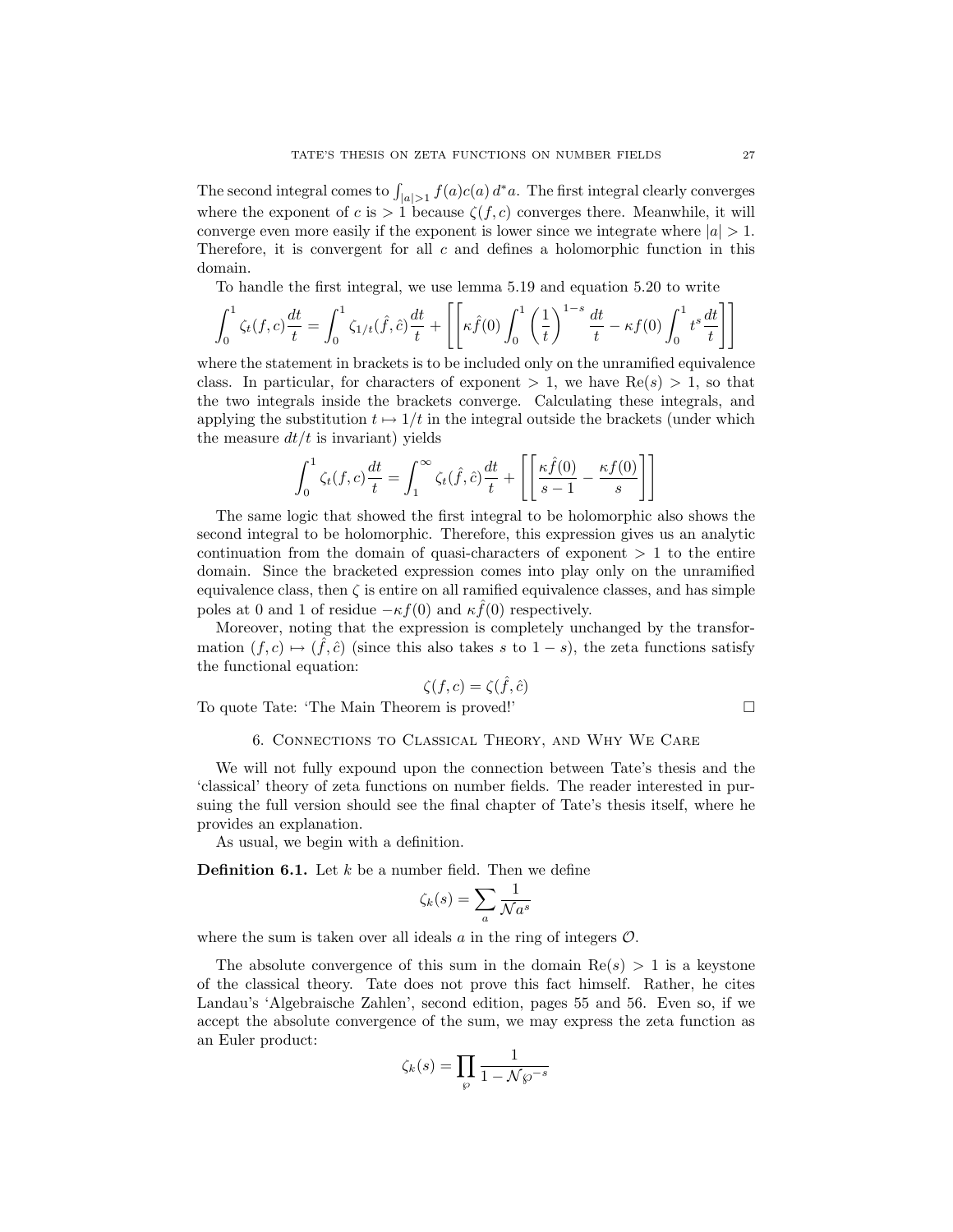The second integral comes to $\int_{|a|>1} f(a)c(a)\, d^*a$. The first integral clearly converges where the exponent of $c$ is $> 1$ because $\zeta(f, c)$ converges there. Meanwhile, it will converge even more easily if the exponent is lower since we integrate where $|a| > 1$. Therefore, it is convergent for all $c$ and defines a holomorphic function in this domain.

To handle the first integral, we use lemma 5.19 and equation 5.20 to write

$$\int_0^1 \zeta_t(f, c)\frac{dt}{t} = \int_0^1 \zeta_{1/t}(\hat{f}, \hat{c})\frac{dt}{t} + \left[\left[\kappa\hat{f}(0)\int_0^1 \left(\frac{1}{t}\right)^{1-s}\frac{dt}{t} - \kappa f(0)\int_0^1 t^s \frac{dt}{t}\right]\right]$$

where the statement in brackets is to be included only on the unramified equivalence class. In particular, for characters of exponent $> 1$, we have $\mathrm{Re}(s) > 1$, so that the two integrals inside the brackets converge. Calculating these integrals, and applying the substitution $t \mapsto 1/t$ in the integral outside the brackets (under which the measure $dt/t$ is invariant) yields

$$\int_0^1 \zeta_t(f, c)\frac{dt}{t} = \int_1^\infty \zeta_t(\hat{f}, \hat{c})\frac{dt}{t} + \left[\left[\frac{\kappa\hat{f}(0)}{s-1} - \frac{\kappa f(0)}{s}\right]\right]$$

The same logic that showed the first integral to be holomorphic also shows the second integral to be holomorphic. Therefore, this expression gives us an analytic continuation from the domain of quasi-characters of exponent $> 1$ to the entire domain. Since the bracketed expression comes into play only on the unramified equivalence class, then $\zeta$ is entire on all ramified equivalence classes, and has simple poles at 0 and 1 of residue $-\kappa f(0)$ and $\kappa\hat{f}(0)$ respectively.

Moreover, noting that the expression is completely unchanged by the transformation $(f, c) \mapsto (\hat{f}, \hat{c})$ (since this also takes $s$ to $1 - s$), the zeta functions satisfy the functional equation:

$$\zeta(f, c) = \zeta(\hat{f}, \hat{c})$$

To quote Tate: 'The Main Theorem is proved!' $\square$

## 6. Connections to Classical Theory, and Why We Care

We will not fully expound upon the connection between Tate's thesis and the 'classical' theory of zeta functions on number fields. The reader interested in pursuing the full version should see the final chapter of Tate's thesis itself, where he provides an explanation.

As usual, we begin with a definition.

**Definition 6.1.** Let $k$ be a number field. Then we define

$$\zeta_k(s) = \sum_a \frac{1}{\mathcal{N}a^s}$$

where the sum is taken over all ideals $a$ in the ring of integers $\mathcal{O}$.

The absolute convergence of this sum in the domain $\mathrm{Re}(s) > 1$ is a keystone of the classical theory. Tate does not prove this fact himself. Rather, he cites Landau's 'Algebraische Zahlen', second edition, pages 55 and 56. Even so, if we accept the absolute convergence of the sum, we may express the zeta function as an Euler product:

$$\zeta_k(s) = \prod_{\wp} \frac{1}{1 - \mathcal{N}\wp^{-s}}$$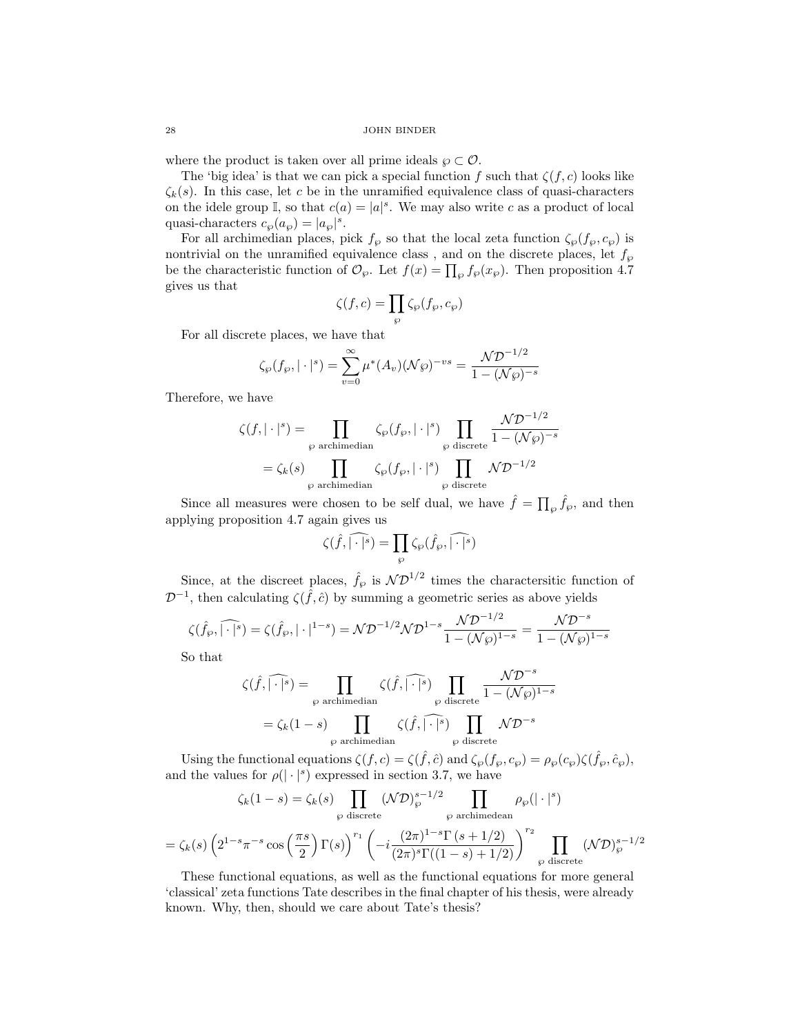where the product is taken over all prime ideals $\wp \subset \mathcal{O}$.

The 'big idea' is that we can pick a special function $f$ such that $\zeta(f, c)$ looks like $\zeta_k(s)$. In this case, let $c$ be in the unramified equivalence class of quasi-characters on the idele group $\mathbb{I}$, so that $c(a) = |a|^s$. We may also write $c$ as a product of local quasi-characters $c_\wp(a_\wp) = |a_\wp|^s$.

For all archimedian places, pick $f_\wp$ so that the local zeta function $\zeta_\wp(f_\wp, c_\wp)$ is nontrivial on the unramified equivalence class , and on the discrete places, let $f_\wp$ be the characteristic function of $\mathcal{O}_\wp$. Let $f(x) = \prod_\wp f_\wp(x_\wp)$. Then proposition 4.7 gives us that

$$\zeta(f, c) = \prod_\wp \zeta_\wp(f_\wp, c_\wp)$$

For all discrete places, we have that

$$\zeta_\wp(f_\wp, |\cdot|^s) = \sum_{v=0}^{\infty} \mu^*(A_v)(\mathcal{N}\wp)^{-vs} = \frac{\mathcal{N}\mathcal{D}^{-1/2}}{1-(\mathcal{N}\wp)^{-s}}$$

Therefore, we have

$$\begin{aligned}
\zeta(f, |\cdot|^s) &= \prod_{\wp \text{ archimedian}} \zeta_\wp(f_\wp, |\cdot|^s) \prod_{\wp \text{ discrete}} \frac{\mathcal{N}\mathcal{D}^{-1/2}}{1-(\mathcal{N}\wp)^{-s}} \\
&= \zeta_k(s) \prod_{\wp \text{ archimedian}} \zeta_\wp(f_\wp, |\cdot|^s) \prod_{\wp \text{ discrete}} \mathcal{N}\mathcal{D}^{-1/2}
\end{aligned}$$

Since all measures were chosen to be self dual, we have $\hat{f} = \prod_\wp \hat{f}_\wp$, and then applying proposition 4.7 again gives us

$$\zeta(\hat{f}, \widehat{|\cdot|^s}) = \prod_\wp \zeta_\wp(\hat{f}_\wp, \widehat{|\cdot|^s})$$

Since, at the discreet places, $\hat{f}_\wp$ is $\mathcal{N}\mathcal{D}^{1/2}$ times the charactersitic function of $\mathcal{D}^{-1}$, then calculating $\zeta(\hat{f}, \hat{c})$ by summing a geometric series as above yields

$$\zeta(\hat{f}_\wp, \widehat{|\cdot|^s}) = \zeta(\hat{f}_\wp, |\cdot|^{1-s}) = \mathcal{N}\mathcal{D}^{-1/2}\mathcal{N}\mathcal{D}^{1-s}\frac{\mathcal{N}\mathcal{D}^{-1/2}}{1-(\mathcal{N}\wp)^{1-s}} = \frac{\mathcal{N}\mathcal{D}^{-s}}{1-(\mathcal{N}\wp)^{1-s}}$$

So that

$$\begin{aligned}
\zeta(\hat{f}, \widehat{|\cdot|^s}) &= \prod_{\wp \text{ archimedian}} \zeta(\hat{f}, \widehat{|\cdot|^s}) \prod_{\wp \text{ discrete}} \frac{\mathcal{N}\mathcal{D}^{-s}}{1-(\mathcal{N}\wp)^{1-s}} \\
&= \zeta_k(1-s) \prod_{\wp \text{ archimedian}} \zeta(\hat{f}, \widehat{|\cdot|^s}) \prod_{\wp \text{ discrete}} \mathcal{N}\mathcal{D}^{-s}
\end{aligned}$$

Using the functional equations $\zeta(f, c) = \zeta(\hat{f}, \hat{c})$ and $\zeta_\wp(f_\wp, c_\wp) = \rho_\wp(c_\wp)\zeta(\hat{f}_\wp, \hat{c}_\wp)$, and the values for $\rho(|\cdot|^s)$ expressed in section 3.7, we have

$$\zeta_k(1-s) = \zeta_k(s) \prod_{\wp \text{ discrete}} (\mathcal{N}\mathcal{D})_\wp^{s-1/2} \prod_{\wp \text{ archimedean}} \rho_\wp(|\cdot|^s)$$

$$= \zeta_k(s)\left(2^{1-s}\pi^{-s}\cos\left(\frac{\pi s}{2}\right)\Gamma(s)\right)^{r_1}\left(-i\frac{(2\pi)^{1-s}\Gamma\left(s+1/2\right)}{(2\pi)^s\Gamma((1-s)+1/2)}\right)^{r_2} \prod_{\wp \text{ discrete}} (\mathcal{N}\mathcal{D})_\wp^{s-1/2}$$

These functional equations, as well as the functional equations for more general 'classical' zeta functions Tate describes in the final chapter of his thesis, were already known. Why, then, should we care about Tate's thesis?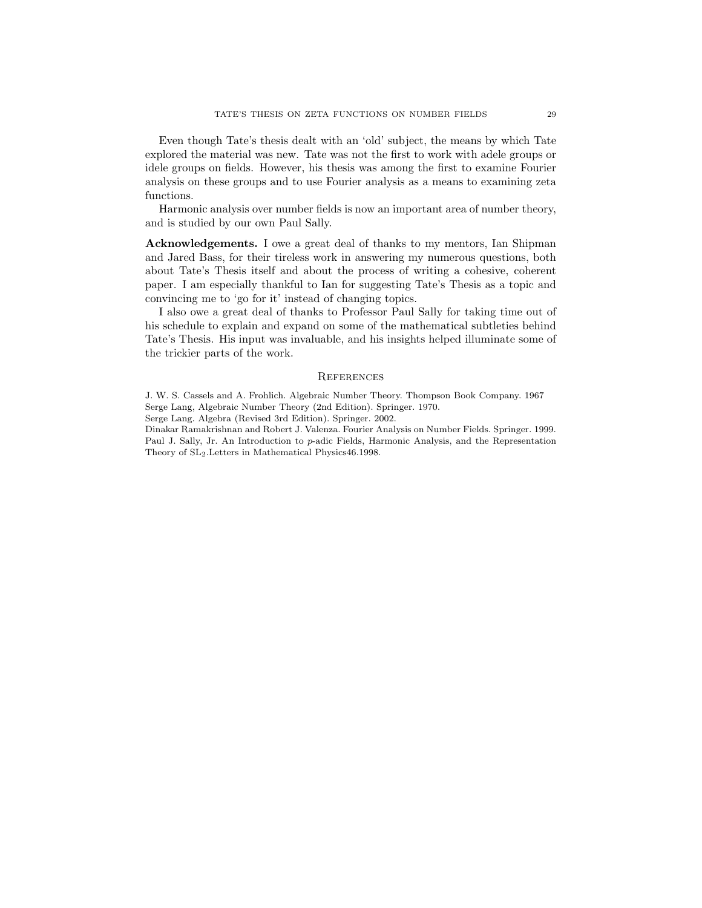Even though Tate's thesis dealt with an 'old' subject, the means by which Tate explored the material was new. Tate was not the first to work with adele groups or idele groups on fields. However, his thesis was among the first to examine Fourier analysis on these groups and to use Fourier analysis as a means to examining zeta functions.

Harmonic analysis over number fields is now an important area of number theory, and is studied by our own Paul Sally.

**Acknowledgements.** I owe a great deal of thanks to my mentors, Ian Shipman and Jared Bass, for their tireless work in answering my numerous questions, both about Tate's Thesis itself and about the process of writing a cohesive, coherent paper. I am especially thankful to Ian for suggesting Tate's Thesis as a topic and convincing me to 'go for it' instead of changing topics.

I also owe a great deal of thanks to Professor Paul Sally for taking time out of his schedule to explain and expand on some of the mathematical subtleties behind Tate's Thesis. His input was invaluable, and his insights helped illuminate some of the trickier parts of the work.

## References

J. W. S. Cassels and A. Frohlich. Algebraic Number Theory. Thompson Book Company. 1967

Serge Lang, Algebraic Number Theory (2nd Edition). Springer. 1970.

Serge Lang. Algebra (Revised 3rd Edition). Springer. 2002.

Dinakar Ramakrishnan and Robert J. Valenza. Fourier Analysis on Number Fields. Springer. 1999.

Paul J. Sally, Jr. An Introduction to $p$-adic Fields, Harmonic Analysis, and the Representation Theory of $\mathrm{SL}_2$.Letters in Mathematical Physics46.1998.